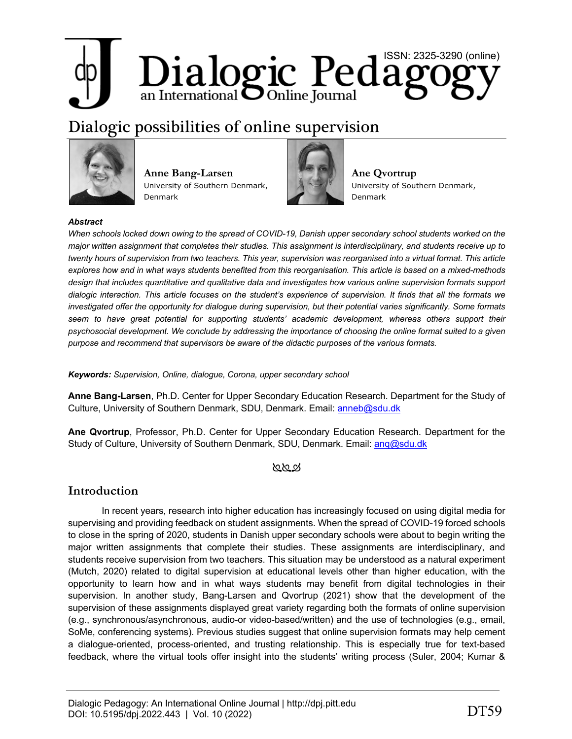# Dialogic possibilities of online supervision

**Anne Bang-Larsen**
University of Southern Denmark, Denmark

**Ane Qvortrup**
University of Southern Denmark, Denmark

***Abstract***

*When schools locked down owing to the spread of COVID-19, Danish upper secondary school students worked on the major written assignment that completes their studies. This assignment is interdisciplinary, and students receive up to twenty hours of supervision from two teachers. This year, supervision was reorganised into a virtual format. This article explores how and in what ways students benefited from this reorganisation. This article is based on a mixed-methods design that includes quantitative and qualitative data and investigates how various online supervision formats support dialogic interaction. This article focuses on the student's experience of supervision. It finds that all the formats we investigated offer the opportunity for dialogue during supervision, but their potential varies significantly. Some formats seem to have great potential for supporting students' academic development, whereas others support their psychosocial development. We conclude by addressing the importance of choosing the online format suited to a given purpose and recommend that supervisors be aware of the didactic purposes of the various formats.*

***Keywords:*** *Supervision, Online, dialogue, Corona, upper secondary school*

**Anne Bang-Larsen**, Ph.D. Center for Upper Secondary Education Research. Department for the Study of Culture, University of Southern Denmark, SDU, Denmark. Email: anneb@sdu.dk

**Ane Qvortrup**, Professor, Ph.D. Center for Upper Secondary Education Research. Department for the Study of Culture, University of Southern Denmark, SDU, Denmark. Email: anq@sdu.dk

## Introduction

In recent years, research into higher education has increasingly focused on using digital media for supervising and providing feedback on student assignments. When the spread of COVID-19 forced schools to close in the spring of 2020, students in Danish upper secondary schools were about to begin writing the major written assignments that complete their studies. These assignments are interdisciplinary, and students receive supervision from two teachers. This situation may be understood as a natural experiment (Mutch, 2020) related to digital supervision at educational levels other than higher education, with the opportunity to learn how and in what ways students may benefit from digital technologies in their supervision. In another study, Bang-Larsen and Qvortrup (2021) show that the development of the supervision of these assignments displayed great variety regarding both the formats of online supervision (e.g., synchronous/asynchronous, audio-or video-based/written) and the use of technologies (e.g., email, SoMe, conferencing systems). Previous studies suggest that online supervision formats may help cement a dialogue-oriented, process-oriented, and trusting relationship. This is especially true for text-based feedback, where the virtual tools offer insight into the students' writing process (Suler, 2004; Kumar &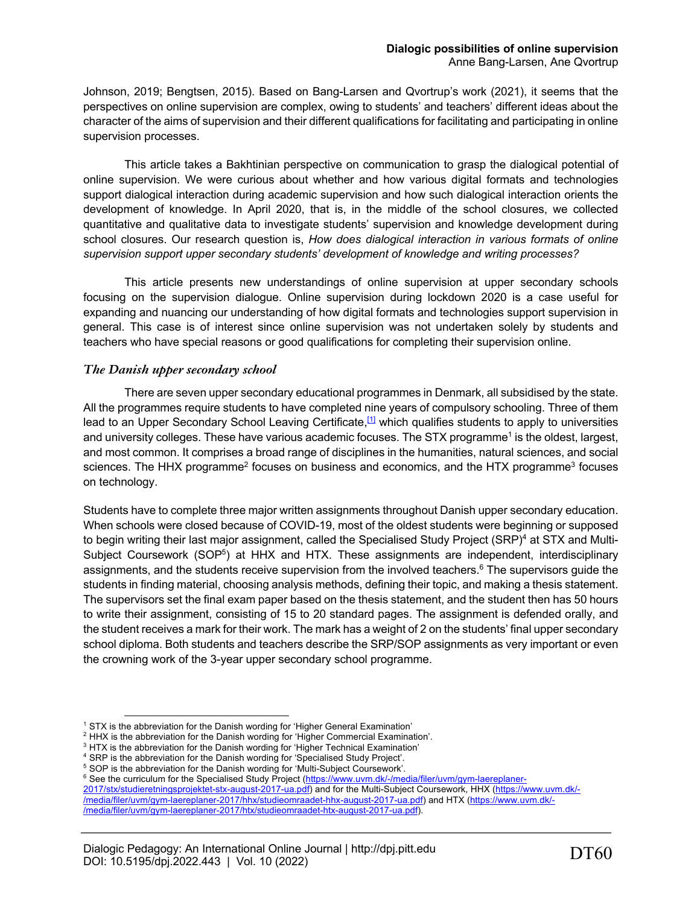Johnson, 2019; Bengtsen, 2015). Based on Bang-Larsen and Qvortrup's work (2021), it seems that the perspectives on online supervision are complex, owing to students' and teachers' different ideas about the character of the aims of supervision and their different qualifications for facilitating and participating in online supervision processes.

This article takes a Bakhtinian perspective on communication to grasp the dialogical potential of online supervision. We were curious about whether and how various digital formats and technologies support dialogical interaction during academic supervision and how such dialogical interaction orients the development of knowledge. In April 2020, that is, in the middle of the school closures, we collected quantitative and qualitative data to investigate students' supervision and knowledge development during school closures. Our research question is, *How does dialogical interaction in various formats of online supervision support upper secondary students' development of knowledge and writing processes?*

This article presents new understandings of online supervision at upper secondary schools focusing on the supervision dialogue. Online supervision during lockdown 2020 is a case useful for expanding and nuancing our understanding of how digital formats and technologies support supervision in general. This case is of interest since online supervision was not undertaken solely by students and teachers who have special reasons or good qualifications for completing their supervision online.

### *The Danish upper secondary school*

There are seven upper secondary educational programmes in Denmark, all subsidised by the state. All the programmes require students to have completed nine years of compulsory schooling. Three of them lead to an Upper Secondary School Leaving Certificate,[1] which qualifies students to apply to universities and university colleges. These have various academic focuses. The STX programme[1] is the oldest, largest, and most common. It comprises a broad range of disciplines in the humanities, natural sciences, and social sciences. The HHX programme[2] focuses on business and economics, and the HTX programme[3] focuses on technology.

Students have to complete three major written assignments throughout Danish upper secondary education. When schools were closed because of COVID-19, most of the oldest students were beginning or supposed to begin writing their last major assignment, called the Specialised Study Project (SRP)[4] at STX and Multi-Subject Coursework (SOP[5]) at HHX and HTX. These assignments are independent, interdisciplinary assignments, and the students receive supervision from the involved teachers.[6] The supervisors guide the students in finding material, choosing analysis methods, defining their topic, and making a thesis statement. The supervisors set the final exam paper based on the thesis statement, and the student then has 50 hours to write their assignment, consisting of 15 to 20 standard pages. The assignment is defended orally, and the student receives a mark for their work. The mark has a weight of 2 on the students' final upper secondary school diploma. Both students and teachers describe the SRP/SOP assignments as very important or even the crowning work of the 3-year upper secondary school programme.

---

[1] STX is the abbreviation for the Danish wording for 'Higher General Examination'

[2] HHX is the abbreviation for the Danish wording for 'Higher Commercial Examination'.

[3] HTX is the abbreviation for the Danish wording for 'Higher Technical Examination'

[4] SRP is the abbreviation for the Danish wording for 'Specialised Study Project'.

[5] SOP is the abbreviation for the Danish wording for 'Multi-Subject Coursework'.

[6] See the curriculum for the Specialised Study Project (https://www.uvm.dk/-/media/filer/uvm/gym-laereplaner-2017/stx/studieretningsprojektet-stx-august-2017-ua.pdf) and for the Multi-Subject Coursework, HHX (https://www.uvm.dk/-/media/filer/uvm/gym-laereplaner-2017/hhx/studieomraadet-hhx-august-2017-ua.pdf) and HTX (https://www.uvm.dk/-/media/filer/uvm/gym-laereplaner-2017/htx/studieomraadet-htx-august-2017-ua.pdf).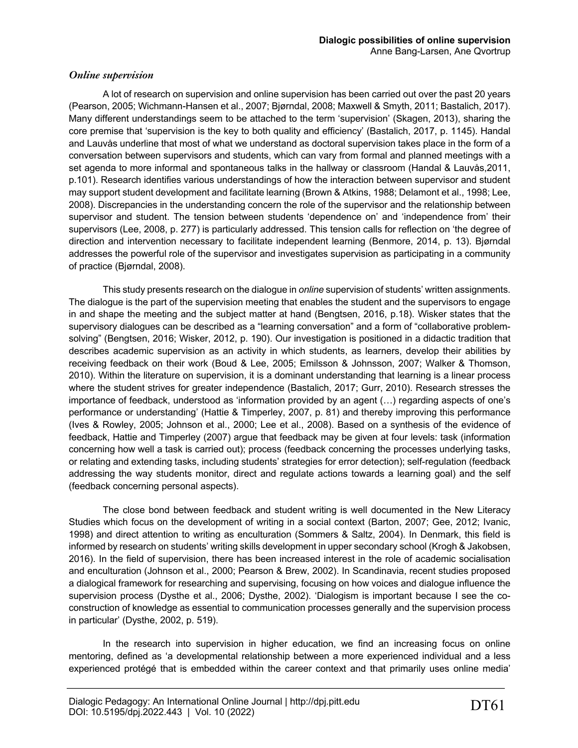### *Online supervision*

A lot of research on supervision and online supervision has been carried out over the past 20 years (Pearson, 2005; Wichmann-Hansen et al., 2007; Bjørndal, 2008; Maxwell & Smyth, 2011; Bastalich, 2017). Many different understandings seem to be attached to the term 'supervision' (Skagen, 2013), sharing the core premise that 'supervision is the key to both quality and efficiency' (Bastalich, 2017, p. 1145). Handal and Lauvås underline that most of what we understand as doctoral supervision takes place in the form of a conversation between supervisors and students, which can vary from formal and planned meetings with a set agenda to more informal and spontaneous talks in the hallway or classroom (Handal & Lauvås,2011, p.101). Research identifies various understandings of how the interaction between supervisor and student may support student development and facilitate learning (Brown & Atkins, 1988; Delamont et al., 1998; Lee, 2008). Discrepancies in the understanding concern the role of the supervisor and the relationship between supervisor and student. The tension between students 'dependence on' and 'independence from' their supervisors (Lee, 2008, p. 277) is particularly addressed. This tension calls for reflection on 'the degree of direction and intervention necessary to facilitate independent learning (Benmore, 2014, p. 13). Bjørndal addresses the powerful role of the supervisor and investigates supervision as participating in a community of practice (Bjørndal, 2008).

This study presents research on the dialogue in *online* supervision of students' written assignments. The dialogue is the part of the supervision meeting that enables the student and the supervisors to engage in and shape the meeting and the subject matter at hand (Bengtsen, 2016, p.18). Wisker states that the supervisory dialogues can be described as a "learning conversation" and a form of "collaborative problem-solving" (Bengtsen, 2016; Wisker, 2012, p. 190). Our investigation is positioned in a didactic tradition that describes academic supervision as an activity in which students, as learners, develop their abilities by receiving feedback on their work (Boud & Lee, 2005; Emilsson & Johnsson, 2007; Walker & Thomson, 2010). Within the literature on supervision, it is a dominant understanding that learning is a linear process where the student strives for greater independence (Bastalich, 2017; Gurr, 2010). Research stresses the importance of feedback, understood as 'information provided by an agent (…) regarding aspects of one's performance or understanding' (Hattie & Timperley, 2007, p. 81) and thereby improving this performance (Ives & Rowley, 2005; Johnson et al., 2000; Lee et al., 2008). Based on a synthesis of the evidence of feedback, Hattie and Timperley (2007) argue that feedback may be given at four levels: task (information concerning how well a task is carried out); process (feedback concerning the processes underlying tasks, or relating and extending tasks, including students' strategies for error detection); self-regulation (feedback addressing the way students monitor, direct and regulate actions towards a learning goal) and the self (feedback concerning personal aspects).

The close bond between feedback and student writing is well documented in the New Literacy Studies which focus on the development of writing in a social context (Barton, 2007; Gee, 2012; Ivanic, 1998) and direct attention to writing as enculturation (Sommers & Saltz, 2004). In Denmark, this field is informed by research on students' writing skills development in upper secondary school (Krogh & Jakobsen, 2016). In the field of supervision, there has been increased interest in the role of academic socialisation and enculturation (Johnson et al., 2000; Pearson & Brew, 2002). In Scandinavia, recent studies proposed a dialogical framework for researching and supervising, focusing on how voices and dialogue influence the supervision process (Dysthe et al., 2006; Dysthe, 2002). 'Dialogism is important because I see the co-construction of knowledge as essential to communication processes generally and the supervision process in particular' (Dysthe, 2002, p. 519).

In the research into supervision in higher education, we find an increasing focus on online mentoring, defined as 'a developmental relationship between a more experienced individual and a less experienced protégé that is embedded within the career context and that primarily uses online media'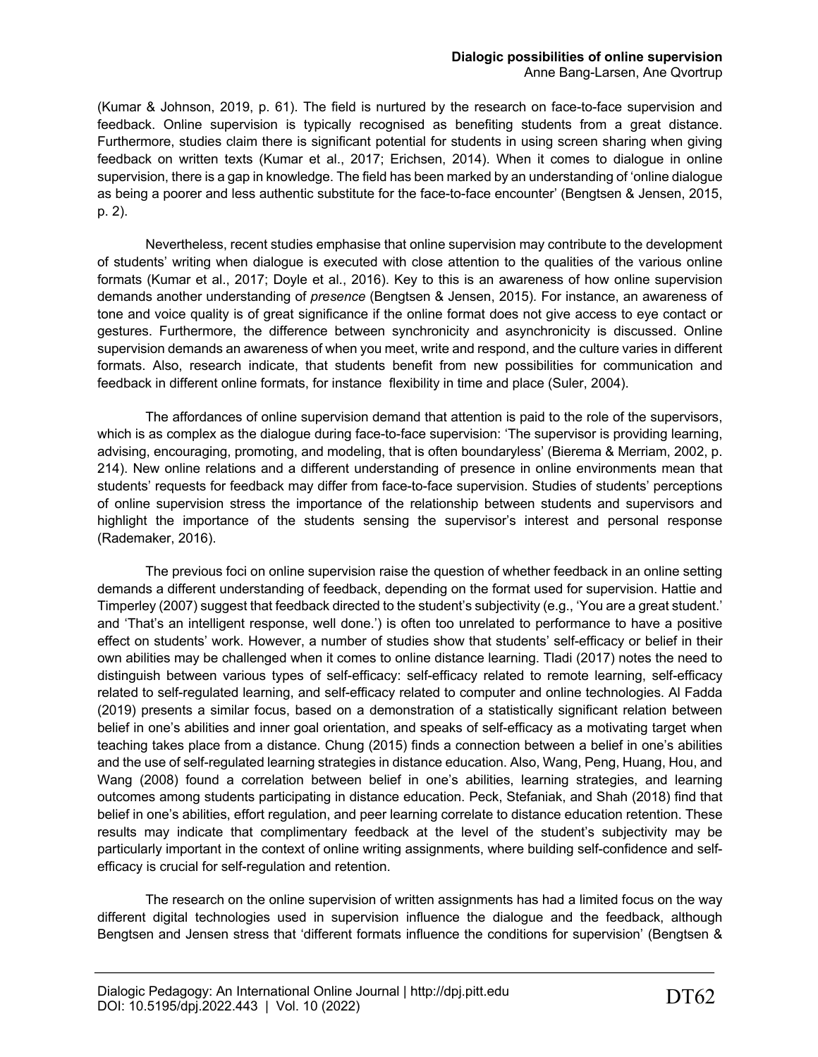(Kumar & Johnson, 2019, p. 61). The field is nurtured by the research on face-to-face supervision and feedback. Online supervision is typically recognised as benefiting students from a great distance. Furthermore, studies claim there is significant potential for students in using screen sharing when giving feedback on written texts (Kumar et al., 2017; Erichsen, 2014). When it comes to dialogue in online supervision, there is a gap in knowledge. The field has been marked by an understanding of 'online dialogue as being a poorer and less authentic substitute for the face-to-face encounter' (Bengtsen & Jensen, 2015, p. 2).

Nevertheless, recent studies emphasise that online supervision may contribute to the development of students' writing when dialogue is executed with close attention to the qualities of the various online formats (Kumar et al., 2017; Doyle et al., 2016). Key to this is an awareness of how online supervision demands another understanding of *presence* (Bengtsen & Jensen, 2015). For instance, an awareness of tone and voice quality is of great significance if the online format does not give access to eye contact or gestures. Furthermore, the difference between synchronicity and asynchronicity is discussed. Online supervision demands an awareness of when you meet, write and respond, and the culture varies in different formats. Also, research indicate, that students benefit from new possibilities for communication and feedback in different online formats, for instance flexibility in time and place (Suler, 2004).

The affordances of online supervision demand that attention is paid to the role of the supervisors, which is as complex as the dialogue during face-to-face supervision: 'The supervisor is providing learning, advising, encouraging, promoting, and modeling, that is often boundaryless' (Bierema & Merriam, 2002, p. 214). New online relations and a different understanding of presence in online environments mean that students' requests for feedback may differ from face-to-face supervision. Studies of students' perceptions of online supervision stress the importance of the relationship between students and supervisors and highlight the importance of the students sensing the supervisor's interest and personal response (Rademaker, 2016).

The previous foci on online supervision raise the question of whether feedback in an online setting demands a different understanding of feedback, depending on the format used for supervision. Hattie and Timperley (2007) suggest that feedback directed to the student's subjectivity (e.g., 'You are a great student.' and 'That's an intelligent response, well done.') is often too unrelated to performance to have a positive effect on students' work. However, a number of studies show that students' self-efficacy or belief in their own abilities may be challenged when it comes to online distance learning. Tladi (2017) notes the need to distinguish between various types of self-efficacy: self-efficacy related to remote learning, self-efficacy related to self-regulated learning, and self-efficacy related to computer and online technologies. Al Fadda (2019) presents a similar focus, based on a demonstration of a statistically significant relation between belief in one's abilities and inner goal orientation, and speaks of self-efficacy as a motivating target when teaching takes place from a distance. Chung (2015) finds a connection between a belief in one's abilities and the use of self-regulated learning strategies in distance education. Also, Wang, Peng, Huang, Hou, and Wang (2008) found a correlation between belief in one's abilities, learning strategies, and learning outcomes among students participating in distance education. Peck, Stefaniak, and Shah (2018) find that belief in one's abilities, effort regulation, and peer learning correlate to distance education retention. These results may indicate that complimentary feedback at the level of the student's subjectivity may be particularly important in the context of online writing assignments, where building self-confidence and self-efficacy is crucial for self-regulation and retention.

The research on the online supervision of written assignments has had a limited focus on the way different digital technologies used in supervision influence the dialogue and the feedback, although Bengtsen and Jensen stress that 'different formats influence the conditions for supervision' (Bengtsen &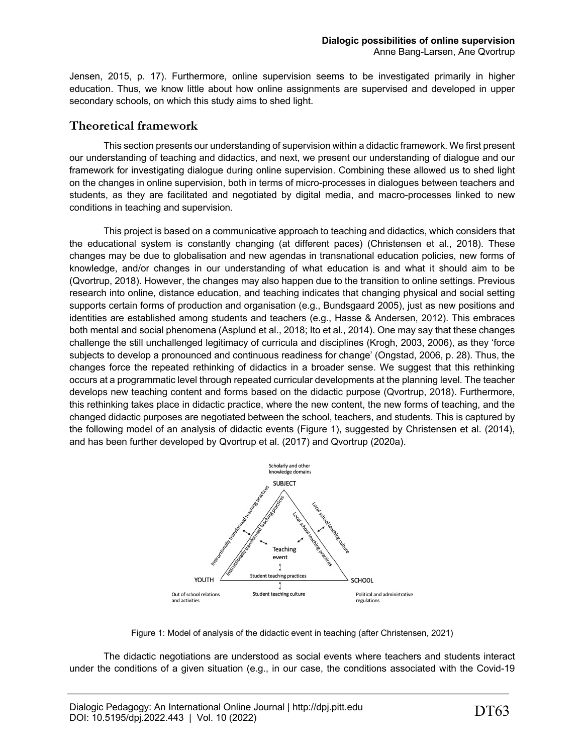Jensen, 2015, p. 17). Furthermore, online supervision seems to be investigated primarily in higher education. Thus, we know little about how online assignments are supervised and developed in upper secondary schools, on which this study aims to shed light.

## Theoretical framework

This section presents our understanding of supervision within a didactic framework. We first present our understanding of teaching and didactics, and next, we present our understanding of dialogue and our framework for investigating dialogue during online supervision. Combining these allowed us to shed light on the changes in online supervision, both in terms of micro-processes in dialogues between teachers and students, as they are facilitated and negotiated by digital media, and macro-processes linked to new conditions in teaching and supervision.

This project is based on a communicative approach to teaching and didactics, which considers that the educational system is constantly changing (at different paces) (Christensen et al., 2018). These changes may be due to globalisation and new agendas in transnational education policies, new forms of knowledge, and/or changes in our understanding of what education is and what it should aim to be (Qvortrup, 2018). However, the changes may also happen due to the transition to online settings. Previous research into online, distance education, and teaching indicates that changing physical and social setting supports certain forms of production and organisation (e.g., Bundsgaard 2005), just as new positions and identities are established among students and teachers (e.g., Hasse & Andersen, 2012). This embraces both mental and social phenomena (Asplund et al., 2018; Ito et al., 2014). One may say that these changes challenge the still unchallenged legitimacy of curricula and disciplines (Krogh, 2003, 2006), as they 'force subjects to develop a pronounced and continuous readiness for change' (Ongstad, 2006, p. 28). Thus, the changes force the repeated rethinking of didactics in a broader sense. We suggest that this rethinking occurs at a programmatic level through repeated curricular developments at the planning level. The teacher develops new teaching content and forms based on the didactic purpose (Qvortrup, 2018). Furthermore, this rethinking takes place in didactic practice, where the new content, the new forms of teaching, and the changed didactic purposes are negotiated between the school, teachers, and students. This is captured by the following model of an analysis of didactic events (Figure 1), suggested by Christensen et al. (2014), and has been further developed by Qvortrup et al. (2017) and Qvortrup (2020a).

Figure 1: Model of analysis of the didactic event in teaching (after Christensen, 2021)

The didactic negotiations are understood as social events where teachers and students interact under the conditions of a given situation (e.g., in our case, the conditions associated with the Covid-19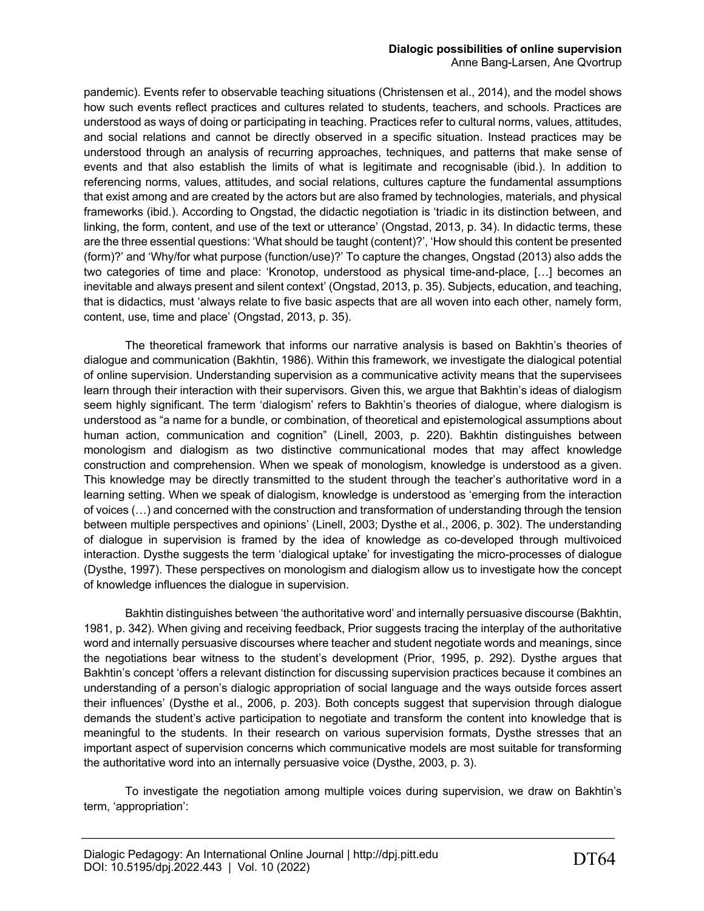pandemic). Events refer to observable teaching situations (Christensen et al., 2014), and the model shows how such events reflect practices and cultures related to students, teachers, and schools. Practices are understood as ways of doing or participating in teaching. Practices refer to cultural norms, values, attitudes, and social relations and cannot be directly observed in a specific situation. Instead practices may be understood through an analysis of recurring approaches, techniques, and patterns that make sense of events and that also establish the limits of what is legitimate and recognisable (ibid.). In addition to referencing norms, values, attitudes, and social relations, cultures capture the fundamental assumptions that exist among and are created by the actors but are also framed by technologies, materials, and physical frameworks (ibid.). According to Ongstad, the didactic negotiation is 'triadic in its distinction between, and linking, the form, content, and use of the text or utterance' (Ongstad, 2013, p. 34). In didactic terms, these are the three essential questions: 'What should be taught (content)?', 'How should this content be presented (form)?' and 'Why/for what purpose (function/use)?' To capture the changes, Ongstad (2013) also adds the two categories of time and place: 'Kronotop, understood as physical time-and-place, […] becomes an inevitable and always present and silent context' (Ongstad, 2013, p. 35). Subjects, education, and teaching, that is didactics, must 'always relate to five basic aspects that are all woven into each other, namely form, content, use, time and place' (Ongstad, 2013, p. 35).

The theoretical framework that informs our narrative analysis is based on Bakhtin's theories of dialogue and communication (Bakhtin, 1986). Within this framework, we investigate the dialogical potential of online supervision. Understanding supervision as a communicative activity means that the supervisees learn through their interaction with their supervisors. Given this, we argue that Bakhtin's ideas of dialogism seem highly significant. The term 'dialogism' refers to Bakhtin's theories of dialogue, where dialogism is understood as "a name for a bundle, or combination, of theoretical and epistemological assumptions about human action, communication and cognition" (Linell, 2003, p. 220). Bakhtin distinguishes between monologism and dialogism as two distinctive communicational modes that may affect knowledge construction and comprehension. When we speak of monologism, knowledge is understood as a given. This knowledge may be directly transmitted to the student through the teacher's authoritative word in a learning setting. When we speak of dialogism, knowledge is understood as 'emerging from the interaction of voices (…) and concerned with the construction and transformation of understanding through the tension between multiple perspectives and opinions' (Linell, 2003; Dysthe et al., 2006, p. 302). The understanding of dialogue in supervision is framed by the idea of knowledge as co-developed through multivoiced interaction. Dysthe suggests the term 'dialogical uptake' for investigating the micro-processes of dialogue (Dysthe, 1997). These perspectives on monologism and dialogism allow us to investigate how the concept of knowledge influences the dialogue in supervision.

Bakhtin distinguishes between 'the authoritative word' and internally persuasive discourse (Bakhtin, 1981, p. 342). When giving and receiving feedback, Prior suggests tracing the interplay of the authoritative word and internally persuasive discourses where teacher and student negotiate words and meanings, since the negotiations bear witness to the student's development (Prior, 1995, p. 292). Dysthe argues that Bakhtin's concept 'offers a relevant distinction for discussing supervision practices because it combines an understanding of a person's dialogic appropriation of social language and the ways outside forces assert their influences' (Dysthe et al., 2006, p. 203). Both concepts suggest that supervision through dialogue demands the student's active participation to negotiate and transform the content into knowledge that is meaningful to the students. In their research on various supervision formats, Dysthe stresses that an important aspect of supervision concerns which communicative models are most suitable for transforming the authoritative word into an internally persuasive voice (Dysthe, 2003, p. 3).

To investigate the negotiation among multiple voices during supervision, we draw on Bakhtin's term, 'appropriation':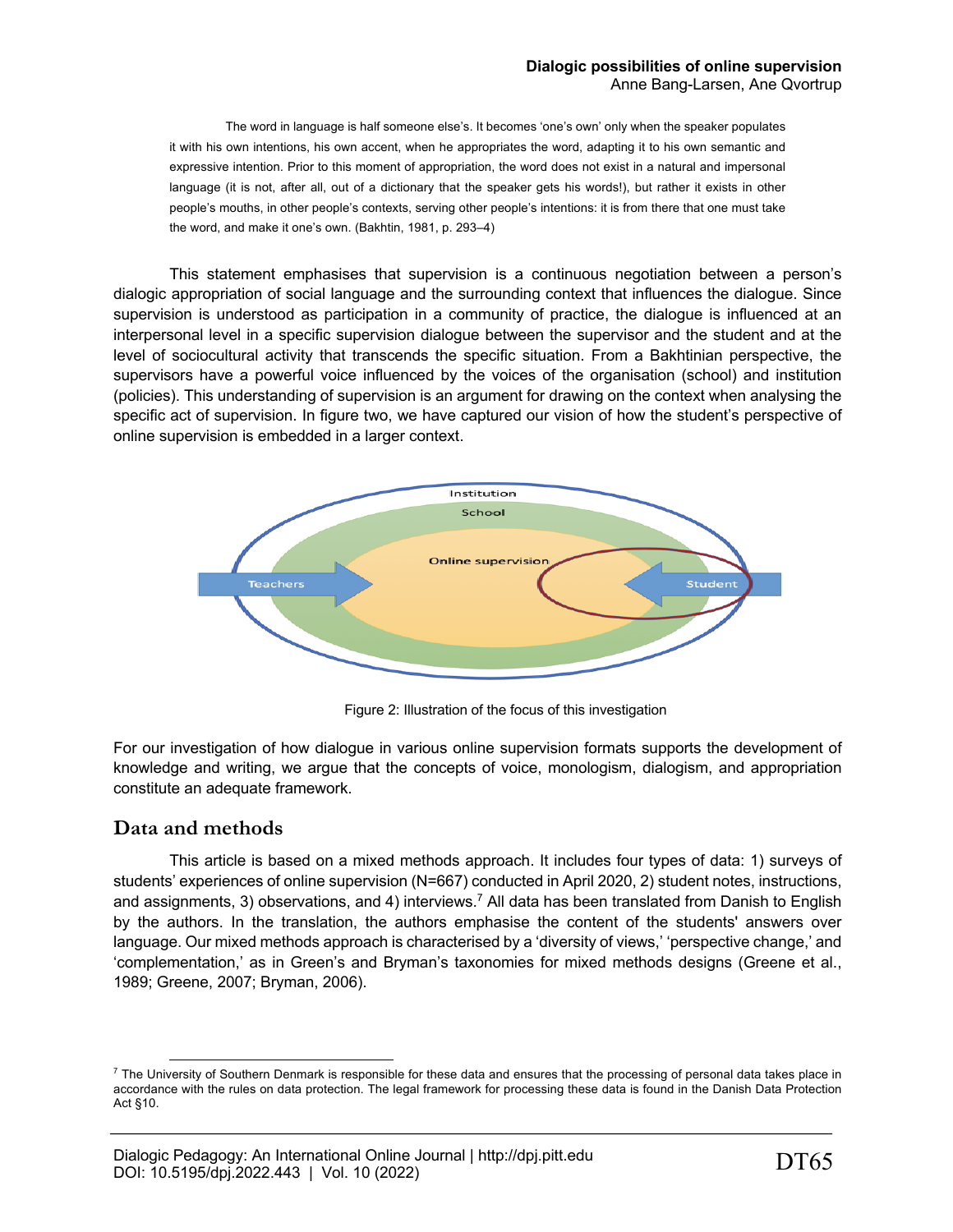> The word in language is half someone else's. It becomes 'one's own' only when the speaker populates it with his own intentions, his own accent, when he appropriates the word, adapting it to his own semantic and expressive intention. Prior to this moment of appropriation, the word does not exist in a natural and impersonal language (it is not, after all, out of a dictionary that the speaker gets his words!), but rather it exists in other people's mouths, in other people's contexts, serving other people's intentions: it is from there that one must take the word, and make it one's own. (Bakhtin, 1981, p. 293–4)

This statement emphasises that supervision is a continuous negotiation between a person's dialogic appropriation of social language and the surrounding context that influences the dialogue. Since supervision is understood as participation in a community of practice, the dialogue is influenced at an interpersonal level in a specific supervision dialogue between the supervisor and the student and at the level of sociocultural activity that transcends the specific situation. From a Bakhtinian perspective, the supervisors have a powerful voice influenced by the voices of the organisation (school) and institution (policies). This understanding of supervision is an argument for drawing on the context when analysing the specific act of supervision. In figure two, we have captured our vision of how the student's perspective of online supervision is embedded in a larger context.

Figure 2: Illustration of the focus of this investigation

For our investigation of how dialogue in various online supervision formats supports the development of knowledge and writing, we argue that the concepts of voice, monologism, dialogism, and appropriation constitute an adequate framework.

## Data and methods

This article is based on a mixed methods approach. It includes four types of data: 1) surveys of students' experiences of online supervision (N=667) conducted in April 2020, 2) student notes, instructions, and assignments, 3) observations, and 4) interviews.[7] All data has been translated from Danish to English by the authors. In the translation, the authors emphasise the content of the students' answers over language. Our mixed methods approach is characterised by a 'diversity of views,' 'perspective change,' and 'complementation,' as in Green's and Bryman's taxonomies for mixed methods designs (Greene et al., 1989; Greene, 2007; Bryman, 2006).

[7] The University of Southern Denmark is responsible for these data and ensures that the processing of personal data takes place in accordance with the rules on data protection. The legal framework for processing these data is found in the Danish Data Protection Act §10.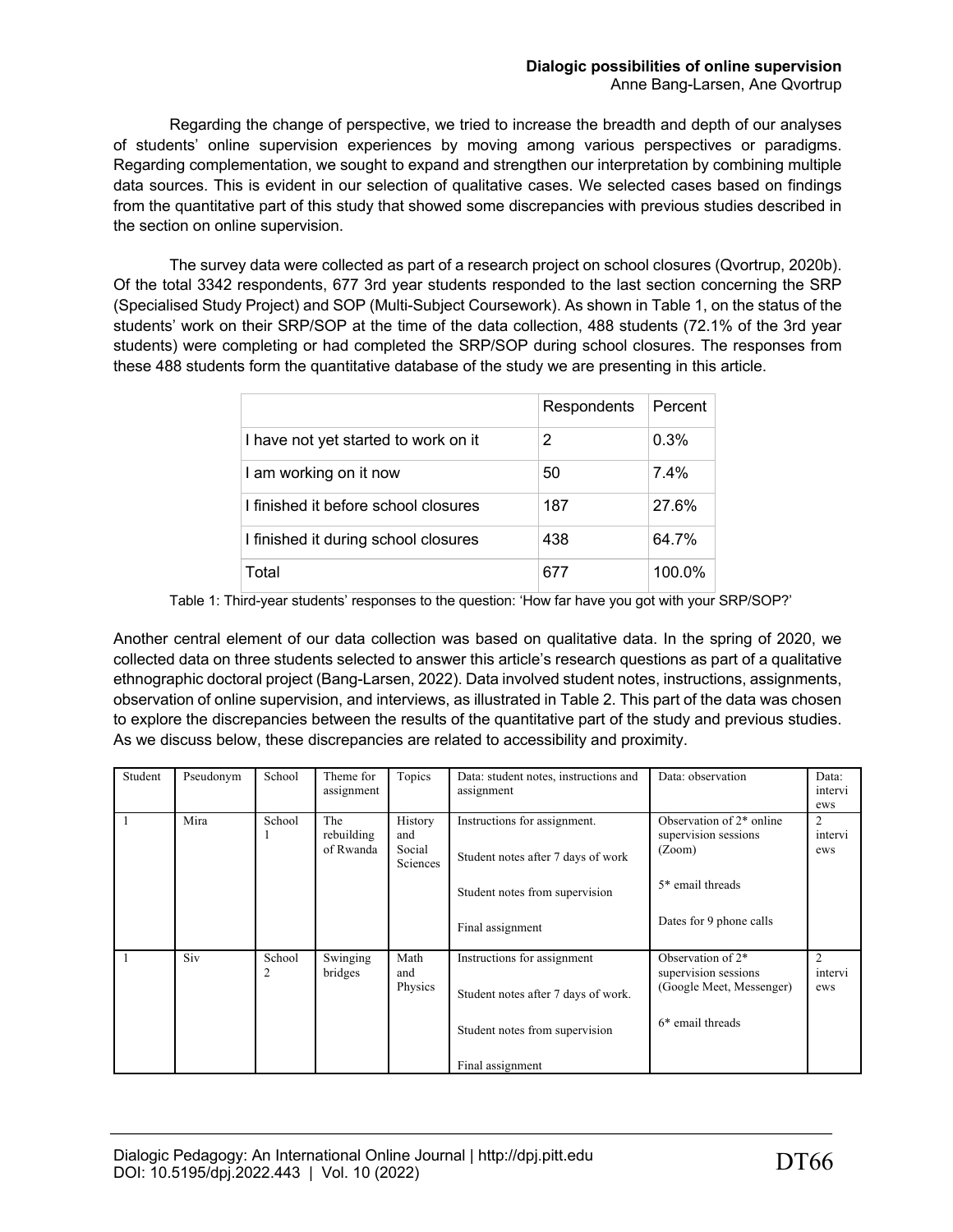Regarding the change of perspective, we tried to increase the breadth and depth of our analyses of students' online supervision experiences by moving among various perspectives or paradigms. Regarding complementation, we sought to expand and strengthen our interpretation by combining multiple data sources. This is evident in our selection of qualitative cases. We selected cases based on findings from the quantitative part of this study that showed some discrepancies with previous studies described in the section on online supervision.

The survey data were collected as part of a research project on school closures (Qvortrup, 2020b). Of the total 3342 respondents, 677 3rd year students responded to the last section concerning the SRP (Specialised Study Project) and SOP (Multi-Subject Coursework). As shown in Table 1, on the status of the students' work on their SRP/SOP at the time of the data collection, 488 students (72.1% of the 3rd year students) were completing or had completed the SRP/SOP during school closures. The responses from these 488 students form the quantitative database of the study we are presenting in this article.

| | Respondents | Percent |
|---|---|---|
| I have not yet started to work on it | 2 | 0.3% |
| I am working on it now | 50 | 7.4% |
| I finished it before school closures | 187 | 27.6% |
| I finished it during school closures | 438 | 64.7% |
| Total | 677 | 100.0% |

Table 1: Third-year students' responses to the question: 'How far have you got with your SRP/SOP?'

Another central element of our data collection was based on qualitative data. In the spring of 2020, we collected data on three students selected to answer this article's research questions as part of a qualitative ethnographic doctoral project (Bang-Larsen, 2022). Data involved student notes, instructions, assignments, observation of online supervision, and interviews, as illustrated in Table 2. This part of the data was chosen to explore the discrepancies between the results of the quantitative part of the study and previous studies. As we discuss below, these discrepancies are related to accessibility and proximity.

| Student | Pseudonym | School | Theme for assignment | Topics | Data: student notes, instructions and assignment | Data: observation | Data: interviews |
|---|---|---|---|---|---|---|---|
| 1 | Mira | School 1 | The rebuilding of Rwanda | History and Social Sciences | Instructions for assignment.<br><br>Student notes after 7 days of work<br><br>Student notes from supervision<br><br>Final assignment | Observation of 2* online supervision sessions (Zoom)<br><br>5* email threads<br><br>Dates for 9 phone calls | 2 interviews |
| 1 | Siv | School 2 | Swinging bridges | Math and Physics | Instructions for assignment<br><br>Student notes after 7 days of work.<br><br>Student notes from supervision<br><br>Final assignment | Observation of 2* supervision sessions (Google Meet, Messenger)<br><br>6* email threads | 2 interviews |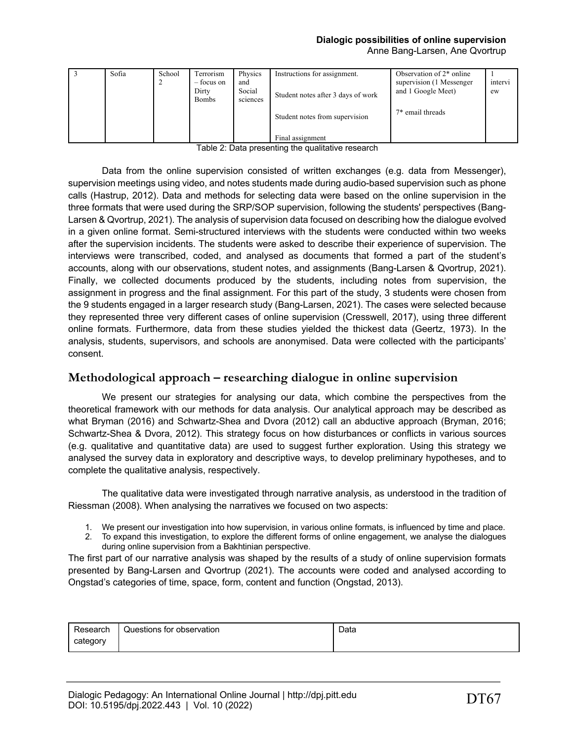| 3 | Sofia | School 2 | Terrorism – focus on Dirty Bombs | Physics and Social sciences | Instructions for assignment.<br><br>Student notes after 3 days of work<br><br>Student notes from supervision<br><br>Final assignment | Observation of 2* online supervision (1 Messenger and 1 Google Meet)<br><br>7* email threads | 1 interview |
|---|---|---|---|---|---|---|---|

Table 2: Data presenting the qualitative research

Data from the online supervision consisted of written exchanges (e.g. data from Messenger), supervision meetings using video, and notes students made during audio-based supervision such as phone calls (Hastrup, 2012). Data and methods for selecting data were based on the online supervision in the three formats that were used during the SRP/SOP supervision, following the students' perspectives (Bang-Larsen & Qvortrup, 2021). The analysis of supervision data focused on describing how the dialogue evolved in a given online format. Semi-structured interviews with the students were conducted within two weeks after the supervision incidents. The students were asked to describe their experience of supervision. The interviews were transcribed, coded, and analysed as documents that formed a part of the student's accounts, along with our observations, student notes, and assignments (Bang-Larsen & Qvortrup, 2021). Finally, we collected documents produced by the students, including notes from supervision, the assignment in progress and the final assignment. For this part of the study, 3 students were chosen from the 9 students engaged in a larger research study (Bang-Larsen, 2021). The cases were selected because they represented three very different cases of online supervision (Cresswell, 2017), using three different online formats. Furthermore, data from these studies yielded the thickest data (Geertz, 1973). In the analysis, students, supervisors, and schools are anonymised. Data were collected with the participants' consent.

## Methodological approach – researching dialogue in online supervision

We present our strategies for analysing our data, which combine the perspectives from the theoretical framework with our methods for data analysis. Our analytical approach may be described as what Bryman (2016) and Schwartz-Shea and Dvora (2012) call an abductive approach (Bryman, 2016; Schwartz-Shea & Dvora, 2012). This strategy focus on how disturbances or conflicts in various sources (e.g. qualitative and quantitative data) are used to suggest further exploration. Using this strategy we analysed the survey data in exploratory and descriptive ways, to develop preliminary hypotheses, and to complete the qualitative analysis, respectively.

The qualitative data were investigated through narrative analysis, as understood in the tradition of Riessman (2008). When analysing the narratives we focused on two aspects:

1. We present our investigation into how supervision, in various online formats, is influenced by time and place.
2. To expand this investigation, to explore the different forms of online engagement, we analyse the dialogues during online supervision from a Bakhtinian perspective.

The first part of our narrative analysis was shaped by the results of a study of online supervision formats presented by Bang-Larsen and Qvortrup (2021). The accounts were coded and analysed according to Ongstad's categories of time, space, form, content and function (Ongstad, 2013).

| Research category | Questions for observation | Data |
|---|---|---|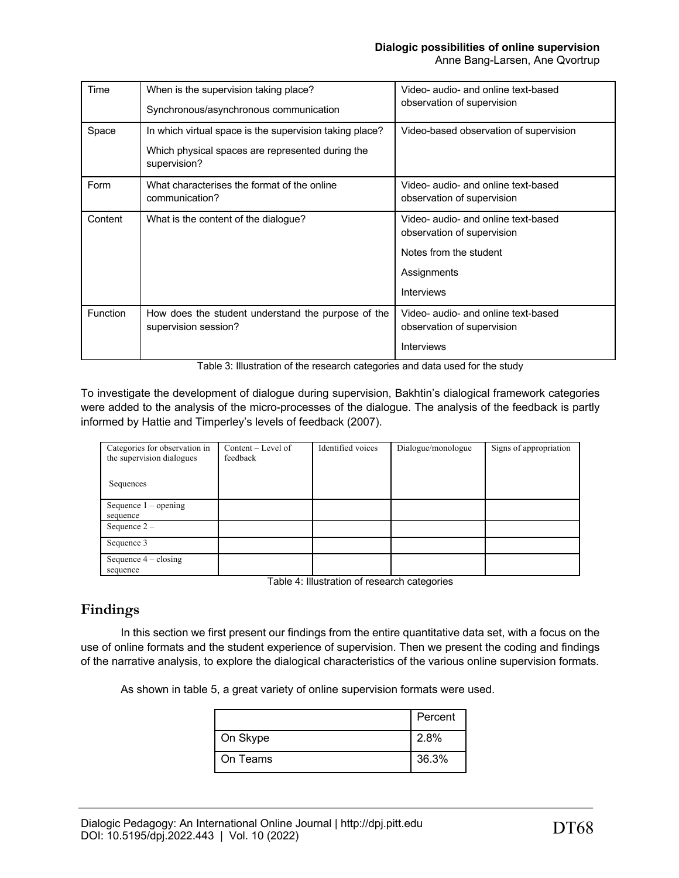| Time | When is the supervision taking place?<br>Synchronous/asynchronous communication | Video- audio- and online text-based observation of supervision |
|---|---|---|
| Space | In which virtual space is the supervision taking place?<br>Which physical spaces are represented during the supervision? | Video-based observation of supervision |
| Form | What characterises the format of the online communication? | Video- audio- and online text-based observation of supervision |
| Content | What is the content of the dialogue? | Video- audio- and online text-based observation of supervision<br>Notes from the student<br>Assignments<br>Interviews |
| Function | How does the student understand the purpose of the supervision session? | Video- audio- and online text-based observation of supervision<br>Interviews |

Table 3: Illustration of the research categories and data used for the study

To investigate the development of dialogue during supervision, Bakhtin's dialogical framework categories were added to the analysis of the micro-processes of the dialogue. The analysis of the feedback is partly informed by Hattie and Timperley's levels of feedback (2007).

| Categories for observation in the supervision dialogues<br><br>Sequences | Content – Level of feedback | Identified voices | Dialogue/monologue | Signs of appropriation |
|---|---|---|---|---|
| Sequence 1 – opening sequence | | | | |
| Sequence 2 – | | | | |
| Sequence 3 | | | | |
| Sequence 4 – closing sequence | | | | |

Table 4: Illustration of research categories

## Findings

In this section we first present our findings from the entire quantitative data set, with a focus on the use of online formats and the student experience of supervision. Then we present the coding and findings of the narrative analysis, to explore the dialogical characteristics of the various online supervision formats.

As shown in table 5, a great variety of online supervision formats were used.

| | Percent |
|---|---|
| On Skype | 2.8% |
| On Teams | 36.3% |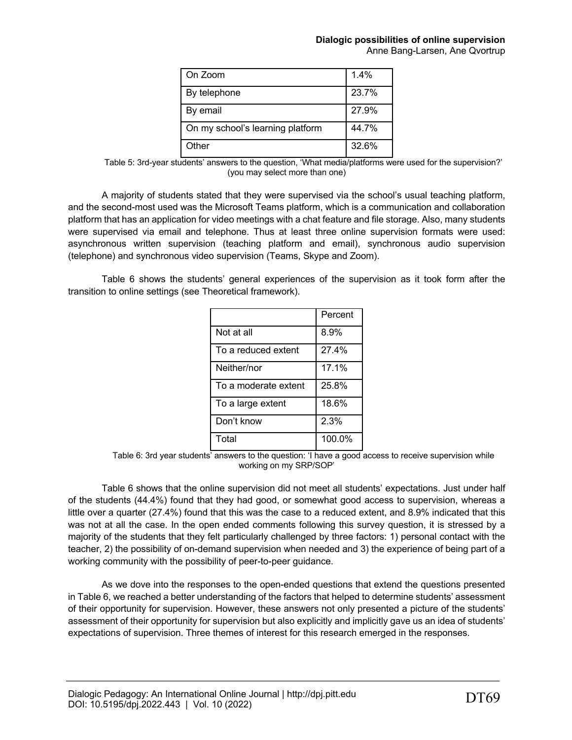| On Zoom | 1.4% |
|---|---|
| By telephone | 23.7% |
| By email | 27.9% |
| On my school's learning platform | 44.7% |
| Other | 32.6% |

Table 5: 3rd-year students' answers to the question, 'What media/platforms were used for the supervision?' (you may select more than one)

A majority of students stated that they were supervised via the school's usual teaching platform, and the second-most used was the Microsoft Teams platform, which is a communication and collaboration platform that has an application for video meetings with a chat feature and file storage. Also, many students were supervised via email and telephone. Thus at least three online supervision formats were used: asynchronous written supervision (teaching platform and email), synchronous audio supervision (telephone) and synchronous video supervision (Teams, Skype and Zoom).

Table 6 shows the students' general experiences of the supervision as it took form after the transition to online settings (see Theoretical framework).

| | Percent |
|---|---|
| Not at all | 8.9% |
| To a reduced extent | 27.4% |
| Neither/nor | 17.1% |
| To a moderate extent | 25.8% |
| To a large extent | 18.6% |
| Don't know | 2.3% |
| Total | 100.0% |

Table 6: 3rd year students' answers to the question: 'I have a good access to receive supervision while working on my SRP/SOP'

Table 6 shows that the online supervision did not meet all students' expectations. Just under half of the students (44.4%) found that they had good, or somewhat good access to supervision, whereas a little over a quarter (27.4%) found that this was the case to a reduced extent, and 8.9% indicated that this was not at all the case. In the open ended comments following this survey question, it is stressed by a majority of the students that they felt particularly challenged by three factors: 1) personal contact with the teacher, 2) the possibility of on-demand supervision when needed and 3) the experience of being part of a working community with the possibility of peer-to-peer guidance.

As we dove into the responses to the open-ended questions that extend the questions presented in Table 6, we reached a better understanding of the factors that helped to determine students' assessment of their opportunity for supervision. However, these answers not only presented a picture of the students' assessment of their opportunity for supervision but also explicitly and implicitly gave us an idea of students' expectations of supervision. Three themes of interest for this research emerged in the responses.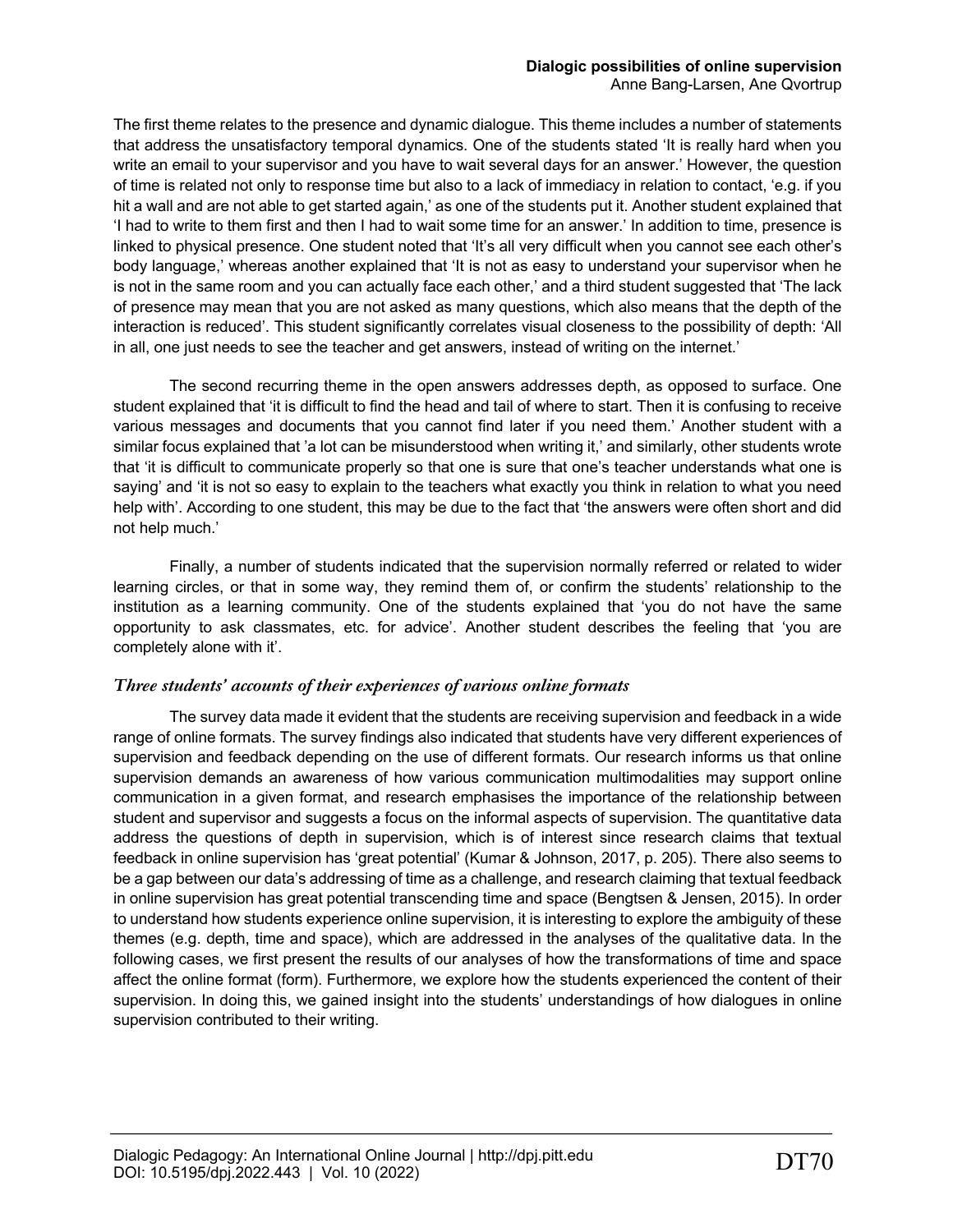The first theme relates to the presence and dynamic dialogue. This theme includes a number of statements that address the unsatisfactory temporal dynamics. One of the students stated 'It is really hard when you write an email to your supervisor and you have to wait several days for an answer.' However, the question of time is related not only to response time but also to a lack of immediacy in relation to contact, 'e.g. if you hit a wall and are not able to get started again,' as one of the students put it. Another student explained that 'I had to write to them first and then I had to wait some time for an answer.' In addition to time, presence is linked to physical presence. One student noted that 'It's all very difficult when you cannot see each other's body language,' whereas another explained that 'It is not as easy to understand your supervisor when he is not in the same room and you can actually face each other,' and a third student suggested that 'The lack of presence may mean that you are not asked as many questions, which also means that the depth of the interaction is reduced'. This student significantly correlates visual closeness to the possibility of depth: 'All in all, one just needs to see the teacher and get answers, instead of writing on the internet.'

The second recurring theme in the open answers addresses depth, as opposed to surface. One student explained that 'it is difficult to find the head and tail of where to start. Then it is confusing to receive various messages and documents that you cannot find later if you need them.' Another student with a similar focus explained that 'a lot can be misunderstood when writing it,' and similarly, other students wrote that 'it is difficult to communicate properly so that one is sure that one's teacher understands what one is saying' and 'it is not so easy to explain to the teachers what exactly you think in relation to what you need help with'. According to one student, this may be due to the fact that 'the answers were often short and did not help much.'

Finally, a number of students indicated that the supervision normally referred or related to wider learning circles, or that in some way, they remind them of, or confirm the students' relationship to the institution as a learning community. One of the students explained that 'you do not have the same opportunity to ask classmates, etc. for advice'. Another student describes the feeling that 'you are completely alone with it'.

### *Three students' accounts of their experiences of various online formats*

The survey data made it evident that the students are receiving supervision and feedback in a wide range of online formats. The survey findings also indicated that students have very different experiences of supervision and feedback depending on the use of different formats. Our research informs us that online supervision demands an awareness of how various communication multimodalities may support online communication in a given format, and research emphasises the importance of the relationship between student and supervisor and suggests a focus on the informal aspects of supervision. The quantitative data address the questions of depth in supervision, which is of interest since research claims that textual feedback in online supervision has 'great potential' (Kumar & Johnson, 2017, p. 205). There also seems to be a gap between our data's addressing of time as a challenge, and research claiming that textual feedback in online supervision has great potential transcending time and space (Bengtsen & Jensen, 2015). In order to understand how students experience online supervision, it is interesting to explore the ambiguity of these themes (e.g. depth, time and space), which are addressed in the analyses of the qualitative data. In the following cases, we first present the results of our analyses of how the transformations of time and space affect the online format (form). Furthermore, we explore how the students experienced the content of their supervision. In doing this, we gained insight into the students' understandings of how dialogues in online supervision contributed to their writing.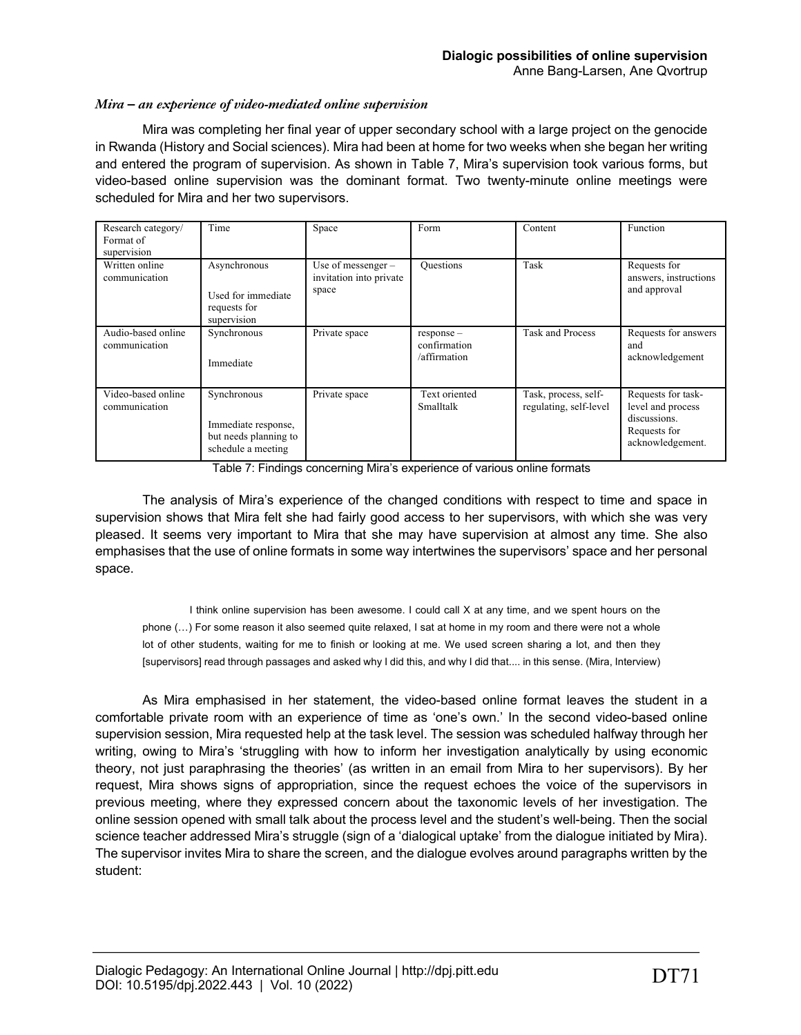### *Mira – an experience of video-mediated online supervision*

Mira was completing her final year of upper secondary school with a large project on the genocide in Rwanda (History and Social sciences). Mira had been at home for two weeks when she began her writing and entered the program of supervision. As shown in Table 7, Mira's supervision took various forms, but video-based online supervision was the dominant format. Two twenty-minute online meetings were scheduled for Mira and her two supervisors.

| Research category/ Format of supervision | Time | Space | Form | Content | Function |
|---|---|---|---|---|---|
| Written online communication | Asynchronous<br><br>Used for immediate requests for supervision | Use of messenger – invitation into private space | Questions | Task | Requests for answers, instructions and approval |
| Audio-based online communication | Synchronous<br><br>Immediate | Private space | response – confirmation /affirmation | Task and Process | Requests for answers and acknowledgement |
| Video-based online communication | Synchronous<br><br>Immediate response, but needs planning to schedule a meeting | Private space | Text oriented Smalltalk | Task, process, self-regulating, self-level | Requests for task-level and process discussions. Requests for acknowledgement. |

Table 7: Findings concerning Mira's experience of various online formats

The analysis of Mira's experience of the changed conditions with respect to time and space in supervision shows that Mira felt she had fairly good access to her supervisors, with which she was very pleased. It seems very important to Mira that she may have supervision at almost any time. She also emphasises that the use of online formats in some way intertwines the supervisors' space and her personal space.

> I think online supervision has been awesome. I could call X at any time, and we spent hours on the phone (…) For some reason it also seemed quite relaxed, I sat at home in my room and there were not a whole lot of other students, waiting for me to finish or looking at me. We used screen sharing a lot, and then they [supervisors] read through passages and asked why I did this, and why I did that.... in this sense. (Mira, Interview)

As Mira emphasised in her statement, the video-based online format leaves the student in a comfortable private room with an experience of time as 'one's own.' In the second video-based online supervision session, Mira requested help at the task level. The session was scheduled halfway through her writing, owing to Mira's 'struggling with how to inform her investigation analytically by using economic theory, not just paraphrasing the theories' (as written in an email from Mira to her supervisors). By her request, Mira shows signs of appropriation, since the request echoes the voice of the supervisors in previous meeting, where they expressed concern about the taxonomic levels of her investigation. The online session opened with small talk about the process level and the student's well-being. Then the social science teacher addressed Mira's struggle (sign of a 'dialogical uptake' from the dialogue initiated by Mira). The supervisor invites Mira to share the screen, and the dialogue evolves around paragraphs written by the student: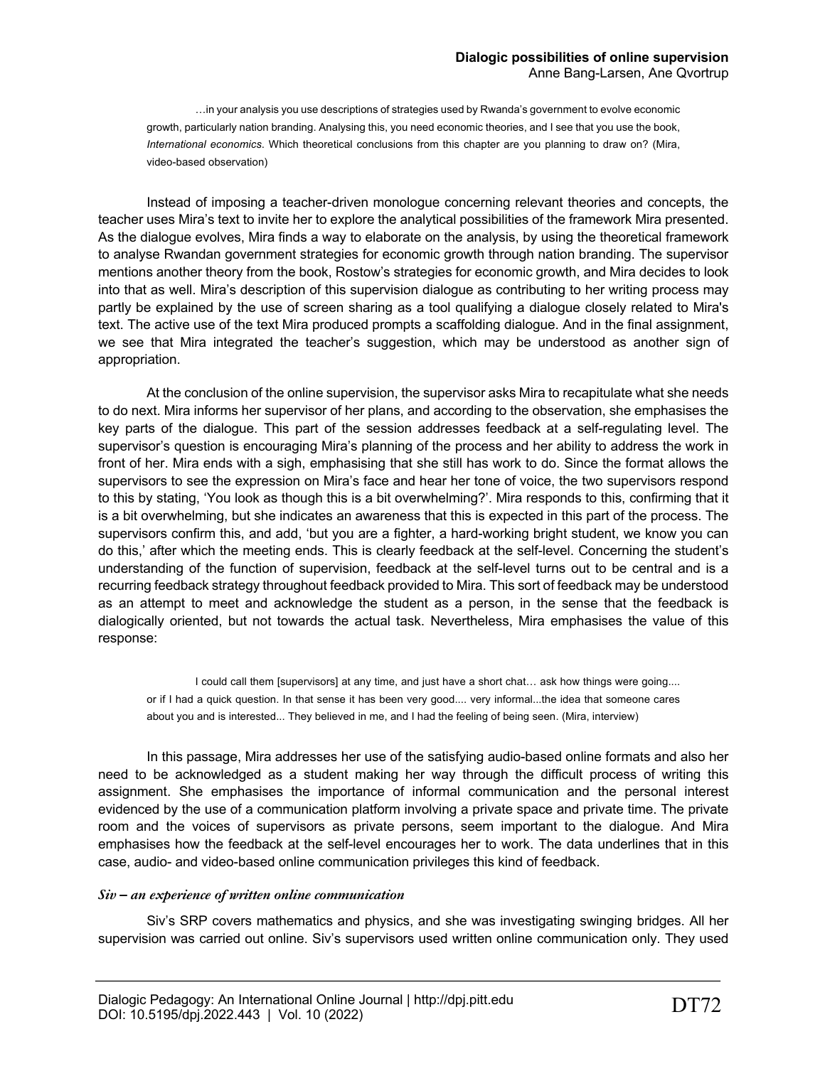> …in your analysis you use descriptions of strategies used by Rwanda's government to evolve economic growth, particularly nation branding. Analysing this, you need economic theories, and I see that you use the book, *International economics*. Which theoretical conclusions from this chapter are you planning to draw on? (Mira, video-based observation)

Instead of imposing a teacher-driven monologue concerning relevant theories and concepts, the teacher uses Mira's text to invite her to explore the analytical possibilities of the framework Mira presented. As the dialogue evolves, Mira finds a way to elaborate on the analysis, by using the theoretical framework to analyse Rwandan government strategies for economic growth through nation branding. The supervisor mentions another theory from the book, Rostow's strategies for economic growth, and Mira decides to look into that as well. Mira's description of this supervision dialogue as contributing to her writing process may partly be explained by the use of screen sharing as a tool qualifying a dialogue closely related to Mira's text. The active use of the text Mira produced prompts a scaffolding dialogue. And in the final assignment, we see that Mira integrated the teacher's suggestion, which may be understood as another sign of appropriation.

At the conclusion of the online supervision, the supervisor asks Mira to recapitulate what she needs to do next. Mira informs her supervisor of her plans, and according to the observation, she emphasises the key parts of the dialogue. This part of the session addresses feedback at a self-regulating level. The supervisor's question is encouraging Mira's planning of the process and her ability to address the work in front of her. Mira ends with a sigh, emphasising that she still has work to do. Since the format allows the supervisors to see the expression on Mira's face and hear her tone of voice, the two supervisors respond to this by stating, 'You look as though this is a bit overwhelming?'. Mira responds to this, confirming that it is a bit overwhelming, but she indicates an awareness that this is expected in this part of the process. The supervisors confirm this, and add, 'but you are a fighter, a hard-working bright student, we know you can do this,' after which the meeting ends. This is clearly feedback at the self-level. Concerning the student's understanding of the function of supervision, feedback at the self-level turns out to be central and is a recurring feedback strategy throughout feedback provided to Mira. This sort of feedback may be understood as an attempt to meet and acknowledge the student as a person, in the sense that the feedback is dialogically oriented, but not towards the actual task. Nevertheless, Mira emphasises the value of this response:

> I could call them [supervisors] at any time, and just have a short chat… ask how things were going.... or if I had a quick question. In that sense it has been very good.... very informal...the idea that someone cares about you and is interested... They believed in me, and I had the feeling of being seen. (Mira, interview)

In this passage, Mira addresses her use of the satisfying audio-based online formats and also her need to be acknowledged as a student making her way through the difficult process of writing this assignment. She emphasises the importance of informal communication and the personal interest evidenced by the use of a communication platform involving a private space and private time. The private room and the voices of supervisors as private persons, seem important to the dialogue. And Mira emphasises how the feedback at the self-level encourages her to work. The data underlines that in this case, audio- and video-based online communication privileges this kind of feedback.

### *Siv – an experience of written online communication*

Siv's SRP covers mathematics and physics, and she was investigating swinging bridges. All her supervision was carried out online. Siv's supervisors used written online communication only. They used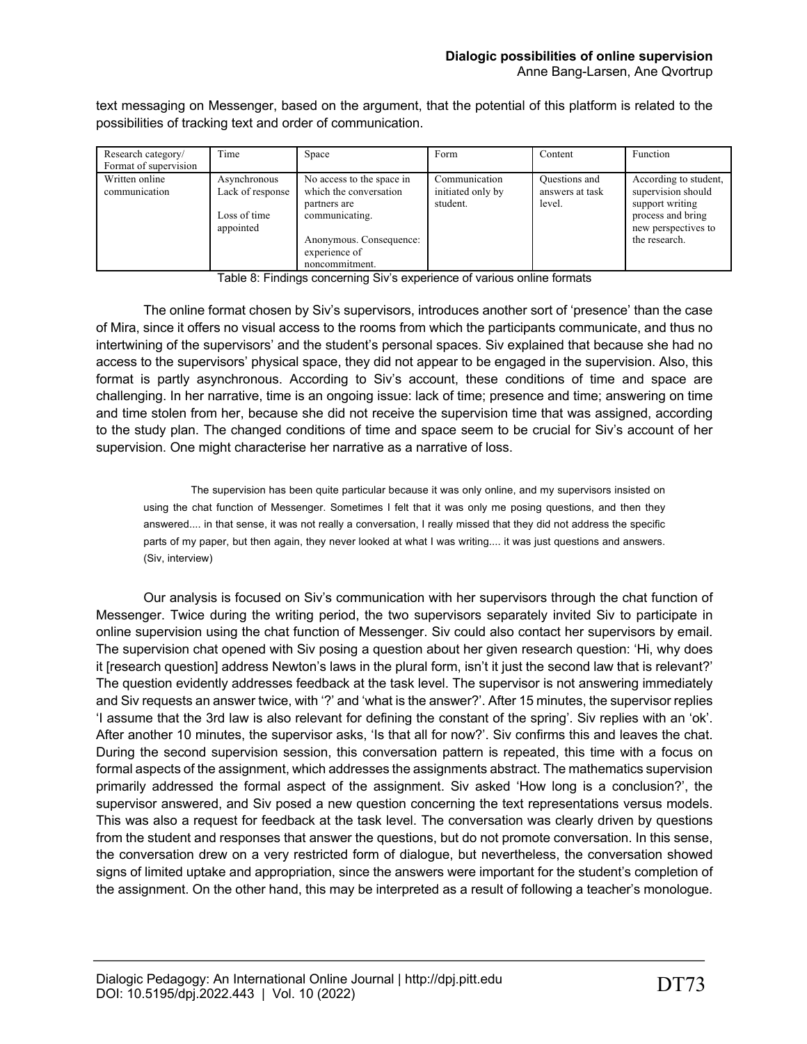text messaging on Messenger, based on the argument, that the potential of this platform is related to the possibilities of tracking text and order of communication.

| Research category/ Format of supervision | Time | Space | Form | Content | Function |
|---|---|---|---|---|---|
| Written online communication | Asynchronous Lack of response<br><br>Loss of time appointed | No access to the space in which the conversation partners are communicating.<br><br>Anonymous. Consequence: experience of noncommitment. | Communication initiated only by student. | Questions and answers at task level. | According to student, supervision should support writing process and bring new perspectives to the research. |

Table 8: Findings concerning Siv's experience of various online formats

The online format chosen by Siv's supervisors, introduces another sort of 'presence' than the case of Mira, since it offers no visual access to the rooms from which the participants communicate, and thus no intertwining of the supervisors' and the student's personal spaces. Siv explained that because she had no access to the supervisors' physical space, they did not appear to be engaged in the supervision. Also, this format is partly asynchronous. According to Siv's account, these conditions of time and space are challenging. In her narrative, time is an ongoing issue: lack of time; presence and time; answering on time and time stolen from her, because she did not receive the supervision time that was assigned, according to the study plan. The changed conditions of time and space seem to be crucial for Siv's account of her supervision. One might characterise her narrative as a narrative of loss.

> The supervision has been quite particular because it was only online, and my supervisors insisted on using the chat function of Messenger. Sometimes I felt that it was only me posing questions, and then they answered.... in that sense, it was not really a conversation, I really missed that they did not address the specific parts of my paper, but then again, they never looked at what I was writing.... it was just questions and answers. (Siv, interview)

Our analysis is focused on Siv's communication with her supervisors through the chat function of Messenger. Twice during the writing period, the two supervisors separately invited Siv to participate in online supervision using the chat function of Messenger. Siv could also contact her supervisors by email. The supervision chat opened with Siv posing a question about her given research question: 'Hi, why does it [research question] address Newton's laws in the plural form, isn't it just the second law that is relevant?' The question evidently addresses feedback at the task level. The supervisor is not answering immediately and Siv requests an answer twice, with '?' and 'what is the answer?'. After 15 minutes, the supervisor replies 'I assume that the 3rd law is also relevant for defining the constant of the spring'. Siv replies with an 'ok'. After another 10 minutes, the supervisor asks, 'Is that all for now?'. Siv confirms this and leaves the chat. During the second supervision session, this conversation pattern is repeated, this time with a focus on formal aspects of the assignment, which addresses the assignments abstract. The mathematics supervision primarily addressed the formal aspect of the assignment. Siv asked 'How long is a conclusion?', the supervisor answered, and Siv posed a new question concerning the text representations versus models. This was also a request for feedback at the task level. The conversation was clearly driven by questions from the student and responses that answer the questions, but do not promote conversation. In this sense, the conversation drew on a very restricted form of dialogue, but nevertheless, the conversation showed signs of limited uptake and appropriation, since the answers were important for the student's completion of the assignment. On the other hand, this may be interpreted as a result of following a teacher's monologue.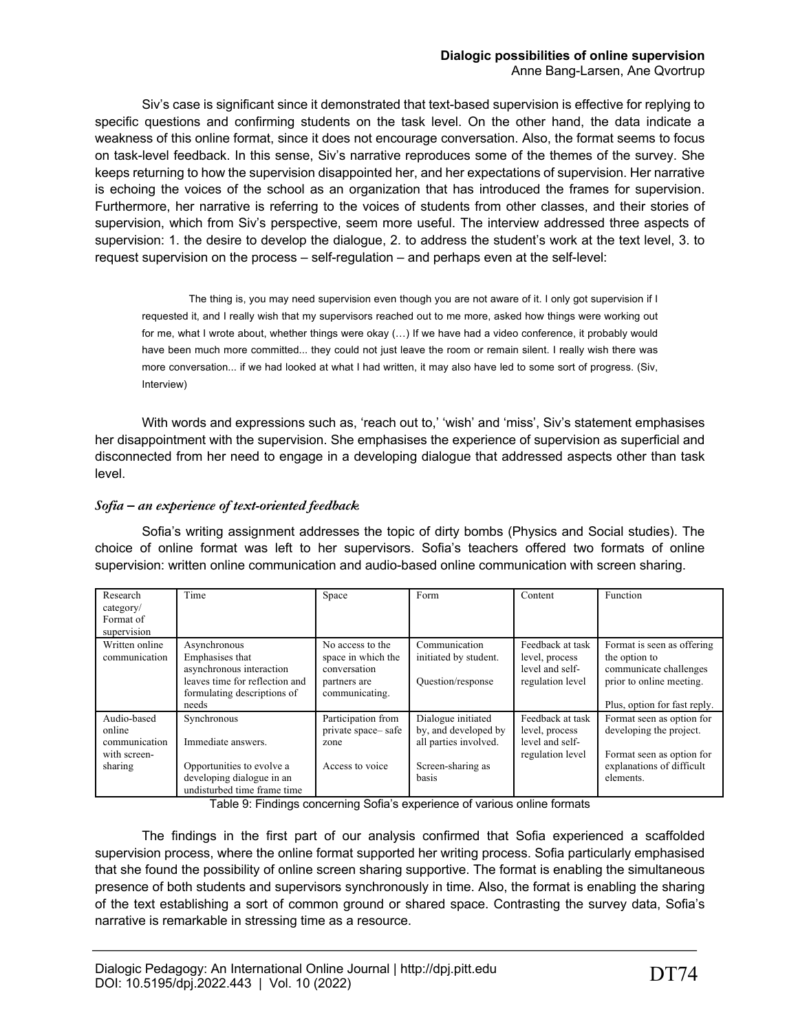Siv's case is significant since it demonstrated that text-based supervision is effective for replying to specific questions and confirming students on the task level. On the other hand, the data indicate a weakness of this online format, since it does not encourage conversation. Also, the format seems to focus on task-level feedback. In this sense, Siv's narrative reproduces some of the themes of the survey. She keeps returning to how the supervision disappointed her, and her expectations of supervision. Her narrative is echoing the voices of the school as an organization that has introduced the frames for supervision. Furthermore, her narrative is referring to the voices of students from other classes, and their stories of supervision, which from Siv's perspective, seem more useful. The interview addressed three aspects of supervision: 1. the desire to develop the dialogue, 2. to address the student's work at the text level, 3. to request supervision on the process – self-regulation – and perhaps even at the self-level:

> The thing is, you may need supervision even though you are not aware of it. I only got supervision if I requested it, and I really wish that my supervisors reached out to me more, asked how things were working out for me, what I wrote about, whether things were okay (…) If we have had a video conference, it probably would have been much more committed... they could not just leave the room or remain silent. I really wish there was more conversation... if we had looked at what I had written, it may also have led to some sort of progress. (Siv, Interview)

With words and expressions such as, 'reach out to,' 'wish' and 'miss', Siv's statement emphasises her disappointment with the supervision. She emphasises the experience of supervision as superficial and disconnected from her need to engage in a developing dialogue that addressed aspects other than task level.

### *Sofia – an experience of text-oriented feedback*

Sofia's writing assignment addresses the topic of dirty bombs (Physics and Social studies). The choice of online format was left to her supervisors. Sofia's teachers offered two formats of online supervision: written online communication and audio-based online communication with screen sharing.

| Research category/ Format of supervision | Time | Space | Form | Content | Function |
|---|---|---|---|---|---|
| Written online communication | Asynchronous<br>Emphasises that asynchronous interaction leaves time for reflection and formulating descriptions of needs | No access to the space in which the conversation partners are communicating. | Communication initiated by student.<br><br>Question/response | Feedback at task level, process level and self-regulation level | Format is seen as offering the option to communicate challenges prior to online meeting.<br><br>Plus, option for fast reply. |
| Audio-based online communication with screen-sharing | Synchronous<br><br>Immediate answers.<br><br>Opportunities to evolve a developing dialogue in an undisturbed time frame time | Participation from private space– safe zone<br><br>Access to voice | Dialogue initiated by, and developed by all parties involved.<br><br>Screen-sharing as basis | Feedback at task level, process level and self-regulation level | Format seen as option for developing the project.<br><br>Format seen as option for explanations of difficult elements. |

Table 9: Findings concerning Sofia's experience of various online formats

The findings in the first part of our analysis confirmed that Sofia experienced a scaffolded supervision process, where the online format supported her writing process. Sofia particularly emphasised that she found the possibility of online screen sharing supportive. The format is enabling the simultaneous presence of both students and supervisors synchronously in time. Also, the format is enabling the sharing of the text establishing a sort of common ground or shared space. Contrasting the survey data, Sofia's narrative is remarkable in stressing time as a resource.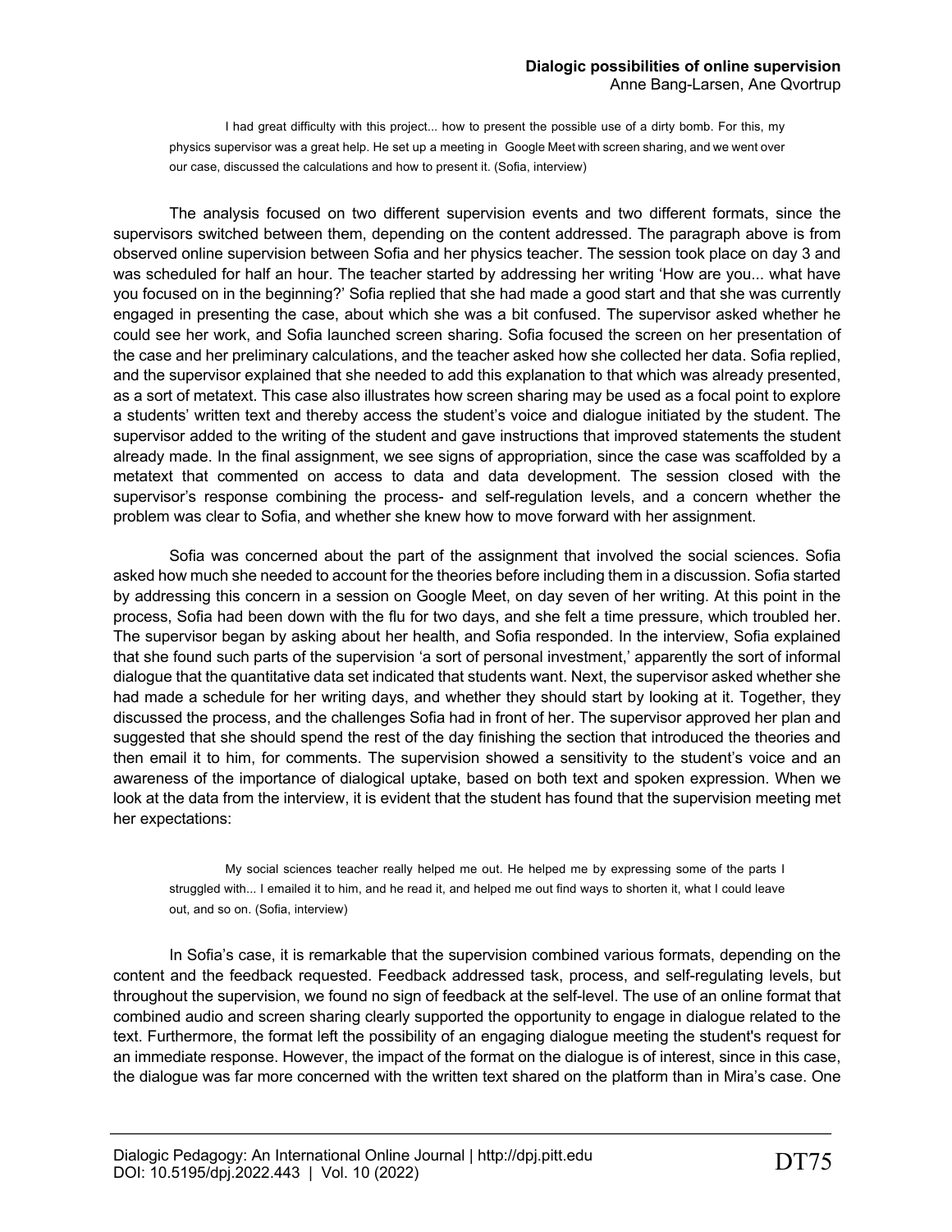> I had great difficulty with this project... how to present the possible use of a dirty bomb. For this, my physics supervisor was a great help. He set up a meeting in Google Meet with screen sharing, and we went over our case, discussed the calculations and how to present it. (Sofia, interview)

The analysis focused on two different supervision events and two different formats, since the supervisors switched between them, depending on the content addressed. The paragraph above is from observed online supervision between Sofia and her physics teacher. The session took place on day 3 and was scheduled for half an hour. The teacher started by addressing her writing 'How are you... what have you focused on in the beginning?' Sofia replied that she had made a good start and that she was currently engaged in presenting the case, about which she was a bit confused. The supervisor asked whether he could see her work, and Sofia launched screen sharing. Sofia focused the screen on her presentation of the case and her preliminary calculations, and the teacher asked how she collected her data. Sofia replied, and the supervisor explained that she needed to add this explanation to that which was already presented, as a sort of metatext. This case also illustrates how screen sharing may be used as a focal point to explore a students' written text and thereby access the student's voice and dialogue initiated by the student. The supervisor added to the writing of the student and gave instructions that improved statements the student already made. In the final assignment, we see signs of appropriation, since the case was scaffolded by a metatext that commented on access to data and data development. The session closed with the supervisor's response combining the process- and self-regulation levels, and a concern whether the problem was clear to Sofia, and whether she knew how to move forward with her assignment.

Sofia was concerned about the part of the assignment that involved the social sciences. Sofia asked how much she needed to account for the theories before including them in a discussion. Sofia started by addressing this concern in a session on Google Meet, on day seven of her writing. At this point in the process, Sofia had been down with the flu for two days, and she felt a time pressure, which troubled her. The supervisor began by asking about her health, and Sofia responded. In the interview, Sofia explained that she found such parts of the supervision 'a sort of personal investment,' apparently the sort of informal dialogue that the quantitative data set indicated that students want. Next, the supervisor asked whether she had made a schedule for her writing days, and whether they should start by looking at it. Together, they discussed the process, and the challenges Sofia had in front of her. The supervisor approved her plan and suggested that she should spend the rest of the day finishing the section that introduced the theories and then email it to him, for comments. The supervision showed a sensitivity to the student's voice and an awareness of the importance of dialogical uptake, based on both text and spoken expression. When we look at the data from the interview, it is evident that the student has found that the supervision meeting met her expectations:

> My social sciences teacher really helped me out. He helped me by expressing some of the parts I struggled with... I emailed it to him, and he read it, and helped me out find ways to shorten it, what I could leave out, and so on. (Sofia, interview)

In Sofia's case, it is remarkable that the supervision combined various formats, depending on the content and the feedback requested. Feedback addressed task, process, and self-regulating levels, but throughout the supervision, we found no sign of feedback at the self-level. The use of an online format that combined audio and screen sharing clearly supported the opportunity to engage in dialogue related to the text. Furthermore, the format left the possibility of an engaging dialogue meeting the student's request for an immediate response. However, the impact of the format on the dialogue is of interest, since in this case, the dialogue was far more concerned with the written text shared on the platform than in Mira's case. One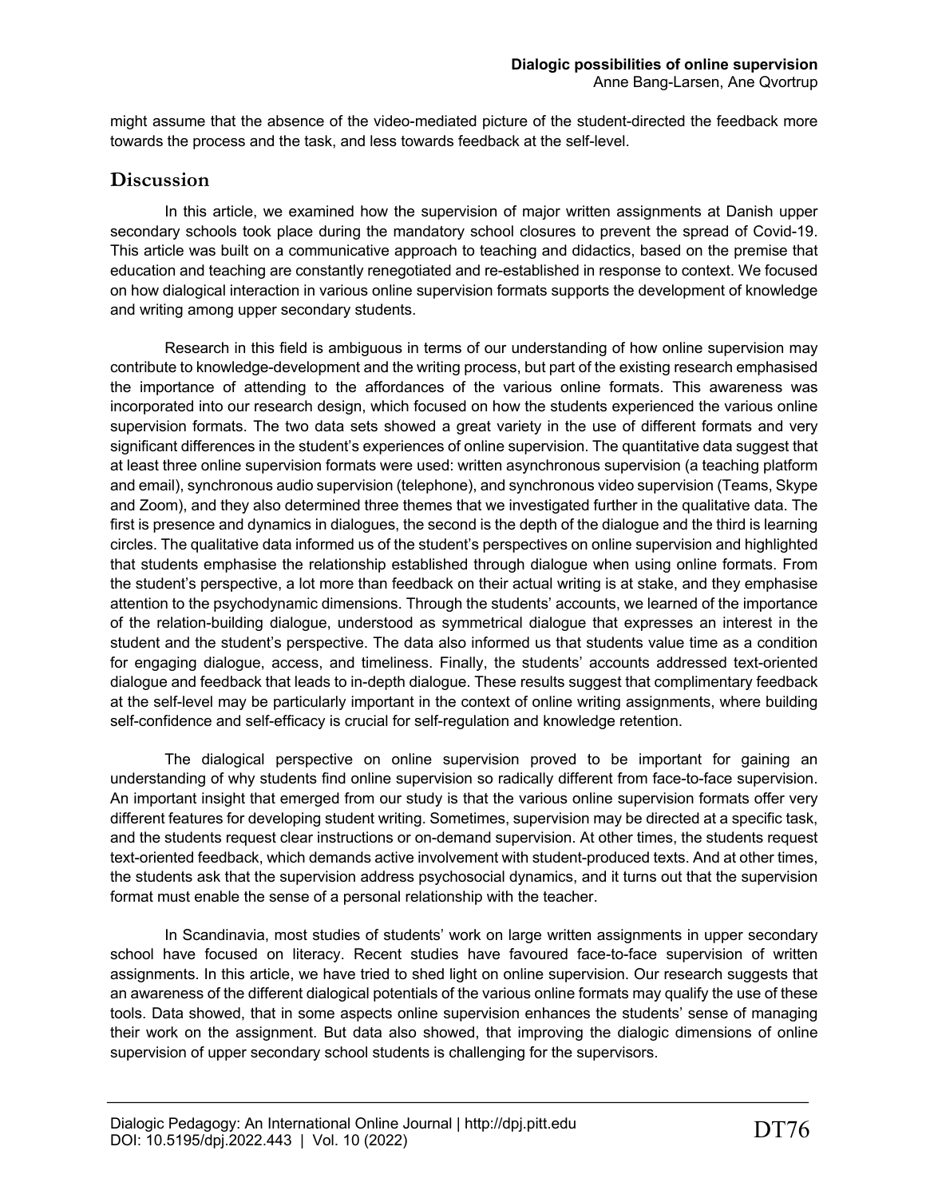might assume that the absence of the video-mediated picture of the student-directed the feedback more towards the process and the task, and less towards feedback at the self-level.

## Discussion

In this article, we examined how the supervision of major written assignments at Danish upper secondary schools took place during the mandatory school closures to prevent the spread of Covid-19. This article was built on a communicative approach to teaching and didactics, based on the premise that education and teaching are constantly renegotiated and re-established in response to context. We focused on how dialogical interaction in various online supervision formats supports the development of knowledge and writing among upper secondary students.

Research in this field is ambiguous in terms of our understanding of how online supervision may contribute to knowledge-development and the writing process, but part of the existing research emphasised the importance of attending to the affordances of the various online formats. This awareness was incorporated into our research design, which focused on how the students experienced the various online supervision formats. The two data sets showed a great variety in the use of different formats and very significant differences in the student's experiences of online supervision. The quantitative data suggest that at least three online supervision formats were used: written asynchronous supervision (a teaching platform and email), synchronous audio supervision (telephone), and synchronous video supervision (Teams, Skype and Zoom), and they also determined three themes that we investigated further in the qualitative data. The first is presence and dynamics in dialogues, the second is the depth of the dialogue and the third is learning circles. The qualitative data informed us of the student's perspectives on online supervision and highlighted that students emphasise the relationship established through dialogue when using online formats. From the student's perspective, a lot more than feedback on their actual writing is at stake, and they emphasise attention to the psychodynamic dimensions. Through the students' accounts, we learned of the importance of the relation-building dialogue, understood as symmetrical dialogue that expresses an interest in the student and the student's perspective. The data also informed us that students value time as a condition for engaging dialogue, access, and timeliness. Finally, the students' accounts addressed text-oriented dialogue and feedback that leads to in-depth dialogue. These results suggest that complimentary feedback at the self-level may be particularly important in the context of online writing assignments, where building self-confidence and self-efficacy is crucial for self-regulation and knowledge retention.

The dialogical perspective on online supervision proved to be important for gaining an understanding of why students find online supervision so radically different from face-to-face supervision. An important insight that emerged from our study is that the various online supervision formats offer very different features for developing student writing. Sometimes, supervision may be directed at a specific task, and the students request clear instructions or on-demand supervision. At other times, the students request text-oriented feedback, which demands active involvement with student-produced texts. And at other times, the students ask that the supervision address psychosocial dynamics, and it turns out that the supervision format must enable the sense of a personal relationship with the teacher.

In Scandinavia, most studies of students' work on large written assignments in upper secondary school have focused on literacy. Recent studies have favoured face-to-face supervision of written assignments. In this article, we have tried to shed light on online supervision. Our research suggests that an awareness of the different dialogical potentials of the various online formats may qualify the use of these tools. Data showed, that in some aspects online supervision enhances the students' sense of managing their work on the assignment. But data also showed, that improving the dialogic dimensions of online supervision of upper secondary school students is challenging for the supervisors.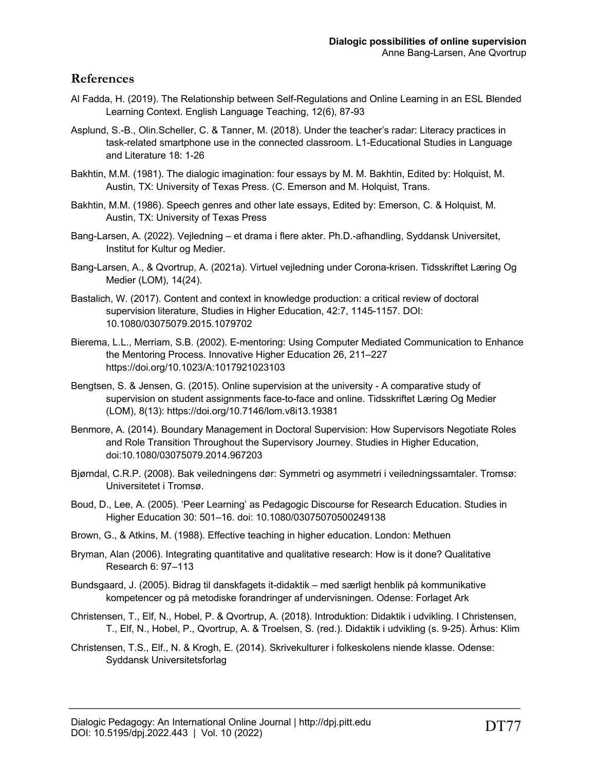## References

Al Fadda, H. (2019). The Relationship between Self-Regulations and Online Learning in an ESL Blended Learning Context. English Language Teaching, 12(6), 87-93

Asplund, S.-B., Olin.Scheller, C. & Tanner, M. (2018). Under the teacher's radar: Literacy practices in task-related smartphone use in the connected classroom. L1-Educational Studies in Language and Literature 18: 1-26

Bakhtin, M.M. (1981). The dialogic imagination: four essays by M. M. Bakhtin, Edited by: Holquist, M. Austin, TX: University of Texas Press. (C. Emerson and M. Holquist, Trans.

Bakhtin, M.M. (1986). Speech genres and other late essays, Edited by: Emerson, C. & Holquist, M. Austin, TX: University of Texas Press

Bang-Larsen, A. (2022). Vejledning – et drama i flere akter. Ph.D.-afhandling, Syddansk Universitet, Institut for Kultur og Medier.

Bang-Larsen, A., & Qvortrup, A. (2021a). Virtuel vejledning under Corona-krisen. Tidsskriftet Læring Og Medier (LOM), 14(24).

Bastalich, W. (2017). Content and context in knowledge production: a critical review of doctoral supervision literature, Studies in Higher Education, 42:7, 1145-1157. DOI: 10.1080/03075079.2015.1079702

Bierema, L.L., Merriam, S.B. (2002). E-mentoring: Using Computer Mediated Communication to Enhance the Mentoring Process. Innovative Higher Education 26, 211–227 https://doi.org/10.1023/A:1017921023103

Bengtsen, S. & Jensen, G. (2015). Online supervision at the university - A comparative study of supervision on student assignments face-to-face and online. Tidsskriftet Læring Og Medier (LOM), 8(13): https://doi.org/10.7146/lom.v8i13.19381

Benmore, A. (2014). Boundary Management in Doctoral Supervision: How Supervisors Negotiate Roles and Role Transition Throughout the Supervisory Journey. Studies in Higher Education, doi:10.1080/03075079.2014.967203

Bjørndal, C.R.P. (2008). Bak veiledningens dør: Symmetri og asymmetri i veiledningssamtaler. Tromsø: Universitetet i Tromsø.

Boud, D., Lee, A. (2005). 'Peer Learning' as Pedagogic Discourse for Research Education. Studies in Higher Education 30: 501–16. doi: 10.1080/03075070500249138

Brown, G., & Atkins, M. (1988). Effective teaching in higher education. London: Methuen

Bryman, Alan (2006). Integrating quantitative and qualitative research: How is it done? Qualitative Research 6: 97–113

Bundsgaard, J. (2005). Bidrag til danskfagets it-didaktik – med særligt henblik på kommunikative kompetencer og på metodiske forandringer af undervisningen. Odense: Forlaget Ark

Christensen, T., Elf, N., Hobel, P. & Qvortrup, A. (2018). Introduktion: Didaktik i udvikling. I Christensen, T., Elf, N., Hobel, P., Qvortrup, A. & Troelsen, S. (red.). Didaktik i udvikling (s. 9-25). Århus: Klim

Christensen, T.S., Elf., N. & Krogh, E. (2014). Skrivekulturer i folkeskolens niende klasse. Odense: Syddansk Universitetsforlag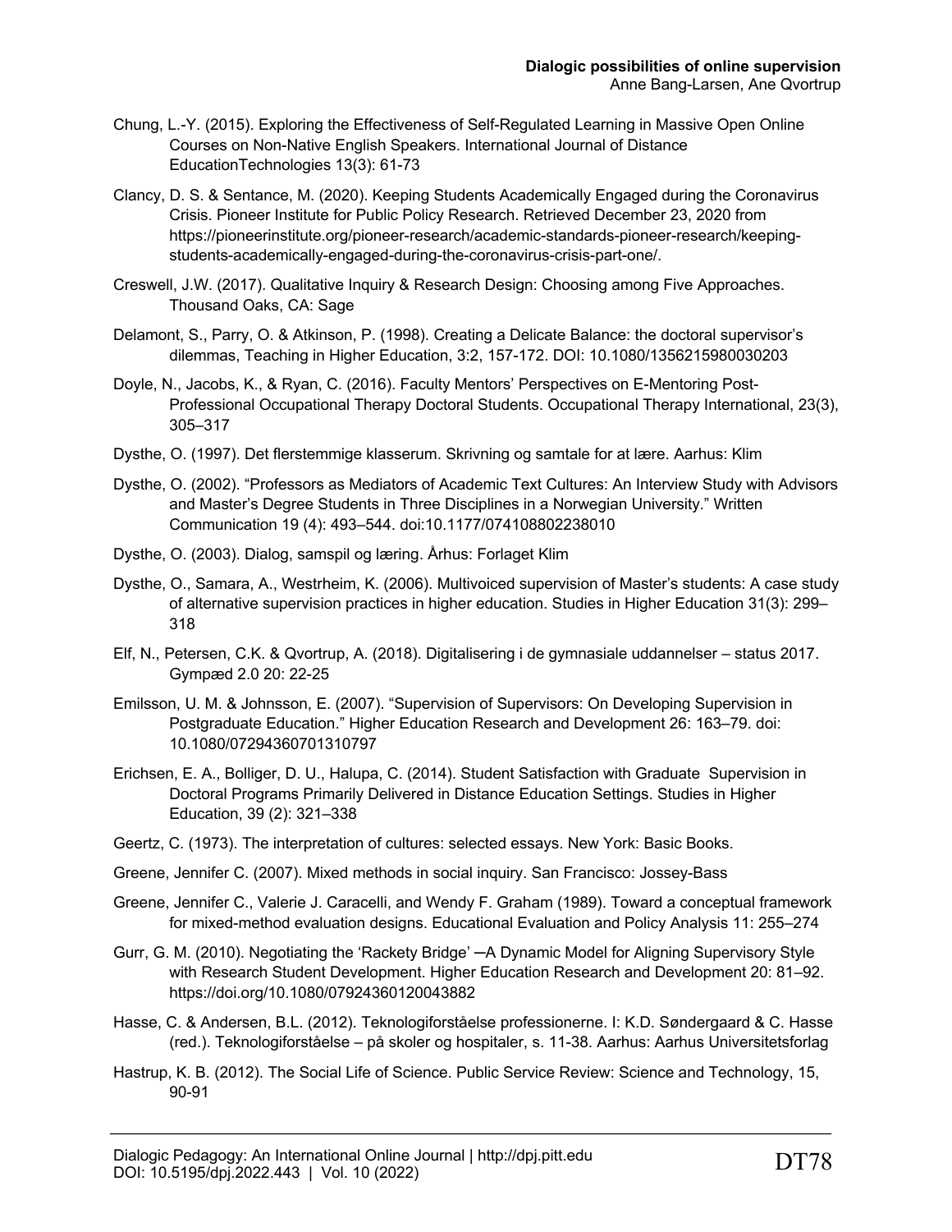Chung, L.-Y. (2015). Exploring the Effectiveness of Self-Regulated Learning in Massive Open Online Courses on Non-Native English Speakers. International Journal of Distance EducationTechnologies 13(3): 61-73

Clancy, D. S. & Sentance, M. (2020). Keeping Students Academically Engaged during the Coronavirus Crisis. Pioneer Institute for Public Policy Research. Retrieved December 23, 2020 from https://pioneerinstitute.org/pioneer-research/academic-standards-pioneer-research/keeping-students-academically-engaged-during-the-coronavirus-crisis-part-one/.

Creswell, J.W. (2017). Qualitative Inquiry & Research Design: Choosing among Five Approaches. Thousand Oaks, CA: Sage

Delamont, S., Parry, O. & Atkinson, P. (1998). Creating a Delicate Balance: the doctoral supervisor's dilemmas, Teaching in Higher Education, 3:2, 157-172. DOI: 10.1080/1356215980030203

Doyle, N., Jacobs, K., & Ryan, C. (2016). Faculty Mentors' Perspectives on E-Mentoring Post-Professional Occupational Therapy Doctoral Students. Occupational Therapy International, 23(3), 305–317

Dysthe, O. (1997). Det flerstemmige klasserum. Skrivning og samtale for at lære. Aarhus: Klim

Dysthe, O. (2002). "Professors as Mediators of Academic Text Cultures: An Interview Study with Advisors and Master's Degree Students in Three Disciplines in a Norwegian University." Written Communication 19 (4): 493–544. doi:10.1177/074108802238010

Dysthe, O. (2003). Dialog, samspil og læring. Århus: Forlaget Klim

Dysthe, O., Samara, A., Westrheim, K. (2006). Multivoiced supervision of Master's students: A case study of alternative supervision practices in higher education. Studies in Higher Education 31(3): 299–318

Elf, N., Petersen, C.K. & Qvortrup, A. (2018). Digitalisering i de gymnasiale uddannelser – status 2017. Gympæd 2.0 20: 22-25

Emilsson, U. M. & Johnsson, E. (2007). "Supervision of Supervisors: On Developing Supervision in Postgraduate Education." Higher Education Research and Development 26: 163–79. doi: 10.1080/07294360701310797

Erichsen, E. A., Bolliger, D. U., Halupa, C. (2014). Student Satisfaction with Graduate Supervision in Doctoral Programs Primarily Delivered in Distance Education Settings. Studies in Higher Education, 39 (2): 321–338

Geertz, C. (1973). The interpretation of cultures: selected essays. New York: Basic Books.

Greene, Jennifer C. (2007). Mixed methods in social inquiry. San Francisco: Jossey-Bass

Greene, Jennifer C., Valerie J. Caracelli, and Wendy F. Graham (1989). Toward a conceptual framework for mixed-method evaluation designs. Educational Evaluation and Policy Analysis 11: 255–274

Gurr, G. M. (2010). Negotiating the 'Rackety Bridge' ─A Dynamic Model for Aligning Supervisory Style with Research Student Development. Higher Education Research and Development 20: 81–92. https://doi.org/10.1080/07924360120043882

Hasse, C. & Andersen, B.L. (2012). Teknologiforståelse professionerne. I: K.D. Søndergaard & C. Hasse (red.). Teknologiforståelse – på skoler og hospitaler, s. 11-38. Aarhus: Aarhus Universitetsforlag

Hastrup, K. B. (2012). The Social Life of Science. Public Service Review: Science and Technology, 15, 90-91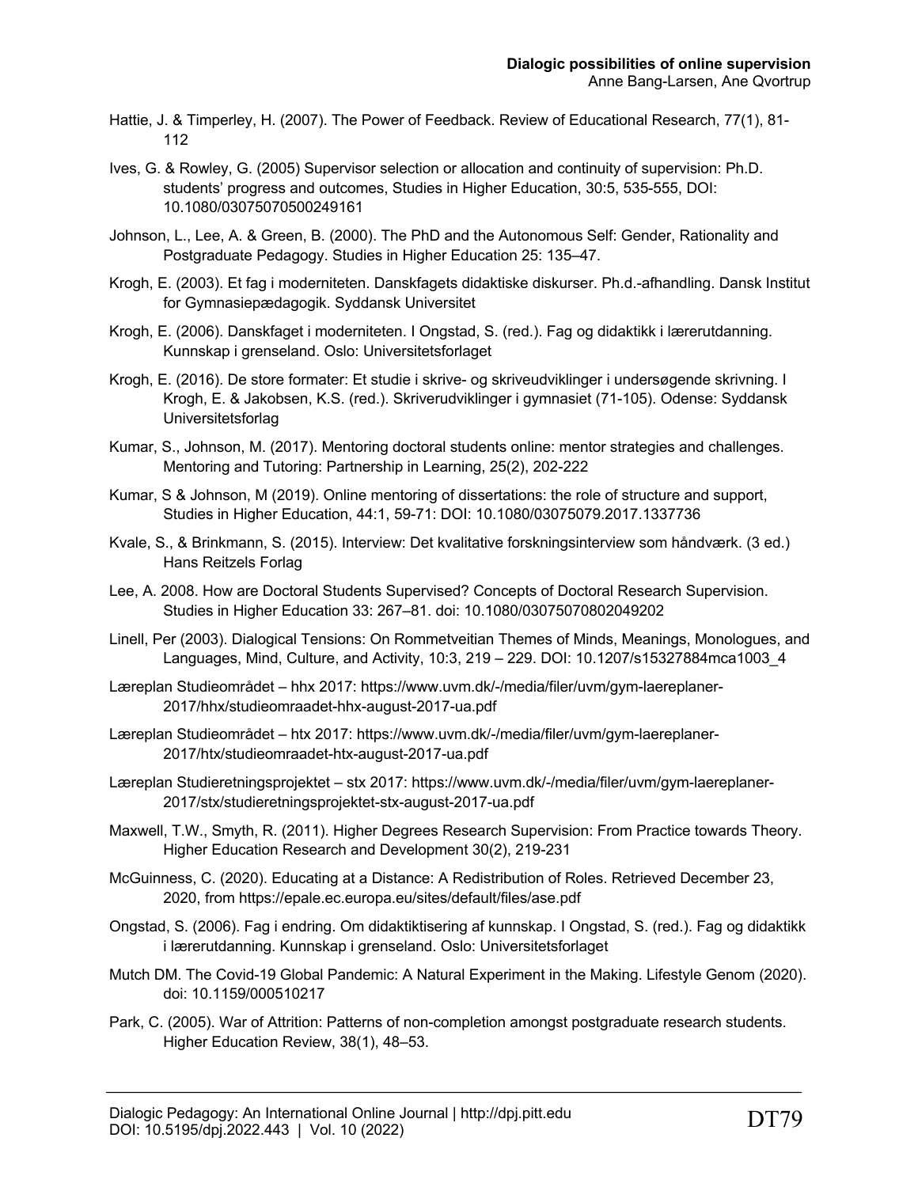Hattie, J. & Timperley, H. (2007). The Power of Feedback. Review of Educational Research, 77(1), 81-112

Ives, G. & Rowley, G. (2005) Supervisor selection or allocation and continuity of supervision: Ph.D. students' progress and outcomes, Studies in Higher Education, 30:5, 535-555, DOI: 10.1080/03075070500249161

Johnson, L., Lee, A. & Green, B. (2000). The PhD and the Autonomous Self: Gender, Rationality and Postgraduate Pedagogy. Studies in Higher Education 25: 135–47.

Krogh, E. (2003). Et fag i moderniteten. Danskfagets didaktiske diskurser. Ph.d.-afhandling. Dansk Institut for Gymnasiepædagogik. Syddansk Universitet

Krogh, E. (2006). Danskfaget i moderniteten. I Ongstad, S. (red.). Fag og didaktikk i lærerutdanning. Kunnskap i grenseland. Oslo: Universitetsforlaget

Krogh, E. (2016). De store formater: Et studie i skrive- og skriveudviklinger i undersøgende skrivning. I Krogh, E. & Jakobsen, K.S. (red.). Skriverudviklinger i gymnasiet (71-105). Odense: Syddansk Universitetsforlag

Kumar, S., Johnson, M. (2017). Mentoring doctoral students online: mentor strategies and challenges. Mentoring and Tutoring: Partnership in Learning, 25(2), 202-222

Kumar, S & Johnson, M (2019). Online mentoring of dissertations: the role of structure and support, Studies in Higher Education, 44:1, 59-71: DOI: 10.1080/03075079.2017.1337736

Kvale, S., & Brinkmann, S. (2015). Interview: Det kvalitative forskningsinterview som håndværk. (3 ed.) Hans Reitzels Forlag

Lee, A. 2008. How are Doctoral Students Supervised? Concepts of Doctoral Research Supervision. Studies in Higher Education 33: 267–81. doi: 10.1080/03075070802049202

Linell, Per (2003). Dialogical Tensions: On Rommetveitian Themes of Minds, Meanings, Monologues, and Languages, Mind, Culture, and Activity, 10:3, 219 – 229. DOI: 10.1207/s15327884mca1003_4

Læreplan Studieområdet – hhx 2017: https://www.uvm.dk/-/media/filer/uvm/gym-laereplaner-2017/hhx/studieomraadet-hhx-august-2017-ua.pdf

Læreplan Studieområdet – htx 2017: https://www.uvm.dk/-/media/filer/uvm/gym-laereplaner-2017/htx/studieomraadet-htx-august-2017-ua.pdf

Læreplan Studieretningsprojektet – stx 2017: https://www.uvm.dk/-/media/filer/uvm/gym-laereplaner-2017/stx/studieretningsprojektet-stx-august-2017-ua.pdf

Maxwell, T.W., Smyth, R. (2011). Higher Degrees Research Supervision: From Practice towards Theory. Higher Education Research and Development 30(2), 219-231

McGuinness, C. (2020). Educating at a Distance: A Redistribution of Roles. Retrieved December 23, 2020, from https://epale.ec.europa.eu/sites/default/files/ase.pdf

Ongstad, S. (2006). Fag i endring. Om didaktiktisering af kunnskap. I Ongstad, S. (red.). Fag og didaktikk i lærerutdanning. Kunnskap i grenseland. Oslo: Universitetsforlaget

Mutch DM. The Covid-19 Global Pandemic: A Natural Experiment in the Making. Lifestyle Genom (2020). doi: 10.1159/000510217

Park, C. (2005). War of Attrition: Patterns of non-completion amongst postgraduate research students. Higher Education Review, 38(1), 48–53.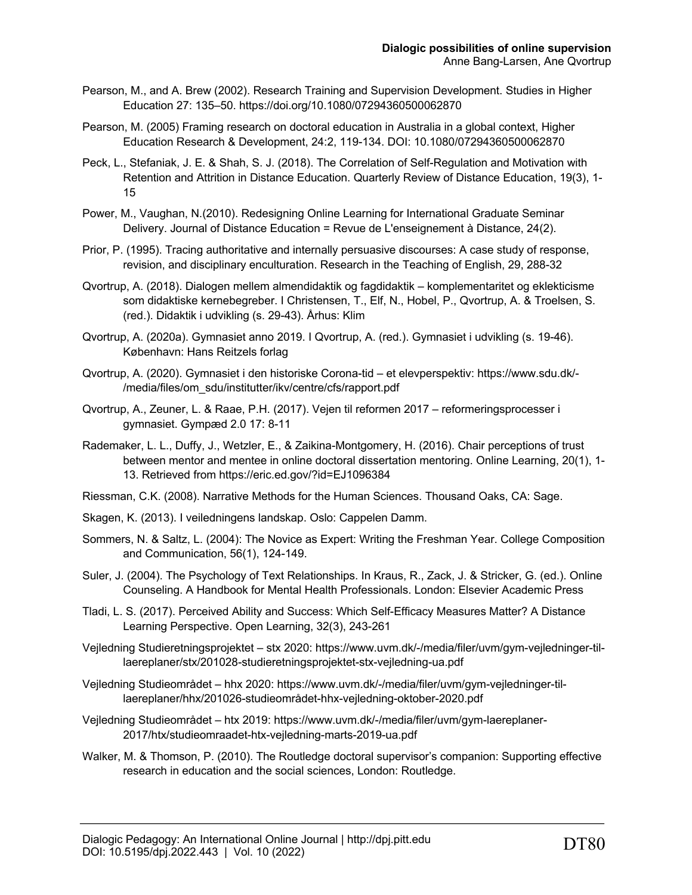Pearson, M., and A. Brew (2002). Research Training and Supervision Development. Studies in Higher Education 27: 135–50. https://doi.org/10.1080/07294360500062870

Pearson, M. (2005) Framing research on doctoral education in Australia in a global context, Higher Education Research & Development, 24:2, 119-134. DOI: 10.1080/07294360500062870

Peck, L., Stefaniak, J. E. & Shah, S. J. (2018). The Correlation of Self-Regulation and Motivation with Retention and Attrition in Distance Education. Quarterly Review of Distance Education, 19(3), 1-15

Power, M., Vaughan, N.(2010). Redesigning Online Learning for International Graduate Seminar Delivery. Journal of Distance Education = Revue de L'enseignement à Distance, 24(2).

Prior, P. (1995). Tracing authoritative and internally persuasive discourses: A case study of response, revision, and disciplinary enculturation. Research in the Teaching of English, 29, 288-32

Qvortrup, A. (2018). Dialogen mellem almendidaktik og fagdidaktik – komplementaritet og eklekticisme som didaktiske kernebegreber. I Christensen, T., Elf, N., Hobel, P., Qvortrup, A. & Troelsen, S. (red.). Didaktik i udvikling (s. 29-43). Århus: Klim

Qvortrup, A. (2020a). Gymnasiet anno 2019. I Qvortrup, A. (red.). Gymnasiet i udvikling (s. 19-46). København: Hans Reitzels forlag

Qvortrup, A. (2020). Gymnasiet i den historiske Corona-tid – et elevperspektiv: https://www.sdu.dk/-/media/files/om_sdu/institutter/ikv/centre/cfs/rapport.pdf

Qvortrup, A., Zeuner, L. & Raae, P.H. (2017). Vejen til reformen 2017 – reformeringsprocesser i gymnasiet. Gympæd 2.0 17: 8-11

Rademaker, L. L., Duffy, J., Wetzler, E., & Zaikina-Montgomery, H. (2016). Chair perceptions of trust between mentor and mentee in online doctoral dissertation mentoring. Online Learning, 20(1), 1-13. Retrieved from https://eric.ed.gov/?id=EJ1096384

Riessman, C.K. (2008). Narrative Methods for the Human Sciences. Thousand Oaks, CA: Sage.

Skagen, K. (2013). I veiledningens landskap. Oslo: Cappelen Damm.

Sommers, N. & Saltz, L. (2004): The Novice as Expert: Writing the Freshman Year. College Composition and Communication, 56(1), 124-149.

Suler, J. (2004). The Psychology of Text Relationships. In Kraus, R., Zack, J. & Stricker, G. (ed.). Online Counseling. A Handbook for Mental Health Professionals. London: Elsevier Academic Press

Tladi, L. S. (2017). Perceived Ability and Success: Which Self-Efficacy Measures Matter? A Distance Learning Perspective. Open Learning, 32(3), 243-261

Vejledning Studieretningsprojektet – stx 2020: https://www.uvm.dk/-/media/filer/uvm/gym-vejledninger-til-laereplaner/stx/201028-studieretningsprojektet-stx-vejledning-ua.pdf

Vejledning Studieområdet – hhx 2020: https://www.uvm.dk/-/media/filer/uvm/gym-vejledninger-til-laereplaner/hhx/201026-studieområdet-hhx-vejledning-oktober-2020.pdf

Vejledning Studieområdet – htx 2019: https://www.uvm.dk/-/media/filer/uvm/gym-laereplaner-2017/htx/studieomraadet-htx-vejledning-marts-2019-ua.pdf

Walker, M. & Thomson, P. (2010). The Routledge doctoral supervisor's companion: Supporting effective research in education and the social sciences, London: Routledge.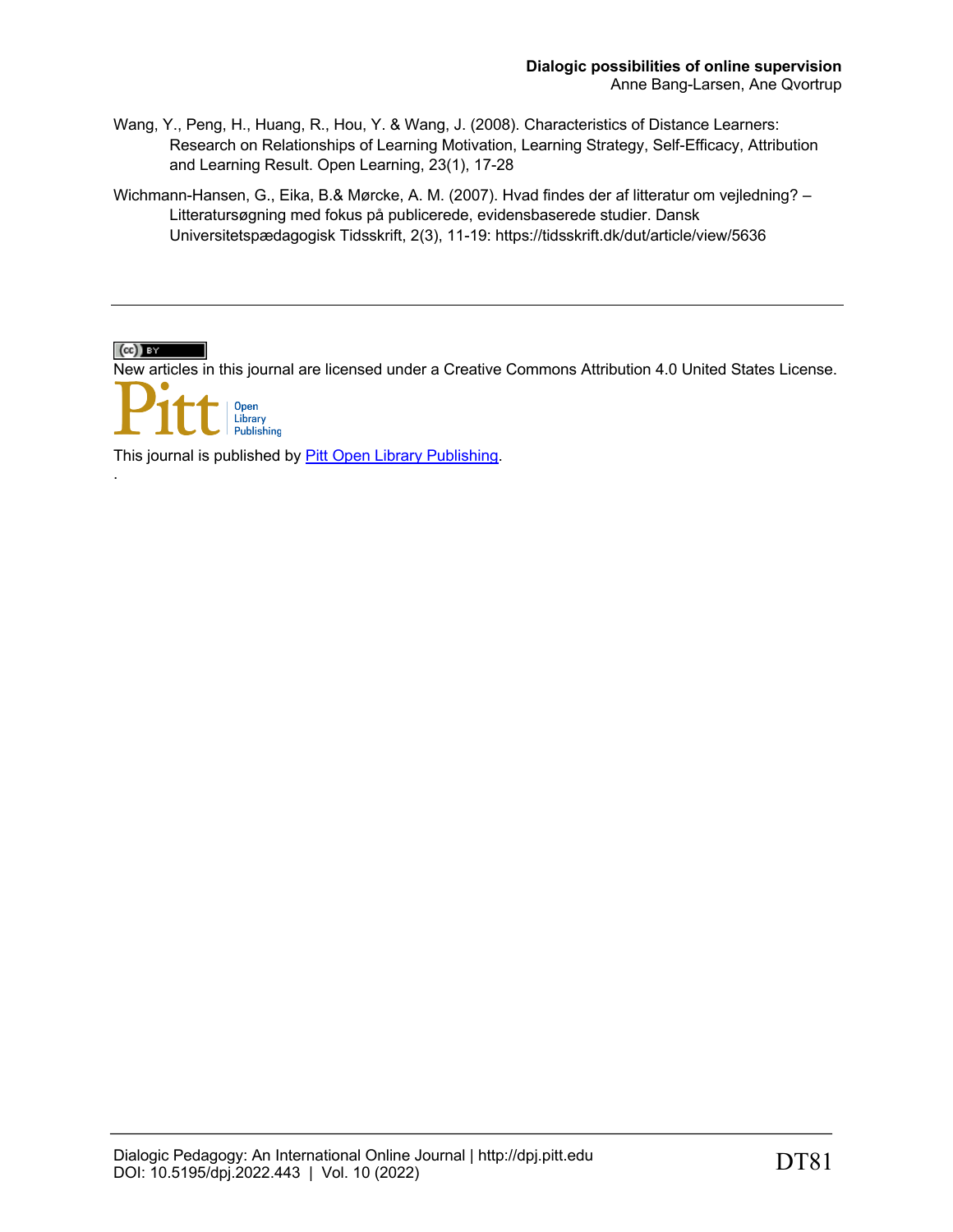Wang, Y., Peng, H., Huang, R., Hou, Y. & Wang, J. (2008). Characteristics of Distance Learners: Research on Relationships of Learning Motivation, Learning Strategy, Self-Efficacy, Attribution and Learning Result. Open Learning, 23(1), 17-28

Wichmann-Hansen, G., Eika, B.& Mørcke, A. M. (2007). Hvad findes der af litteratur om vejledning? – Litteratursøgning med fokus på publicerede, evidensbaserede studier. Dansk Universitetspædagogisk Tidsskrift, 2(3), 11-19: https://tidsskrift.dk/dut/article/view/5636

---

New articles in this journal are licensed under a Creative Commons Attribution 4.0 United States License.

This journal is published by [Pitt Open Library Publishing](https://www.library.pitt.edu/e-journals).